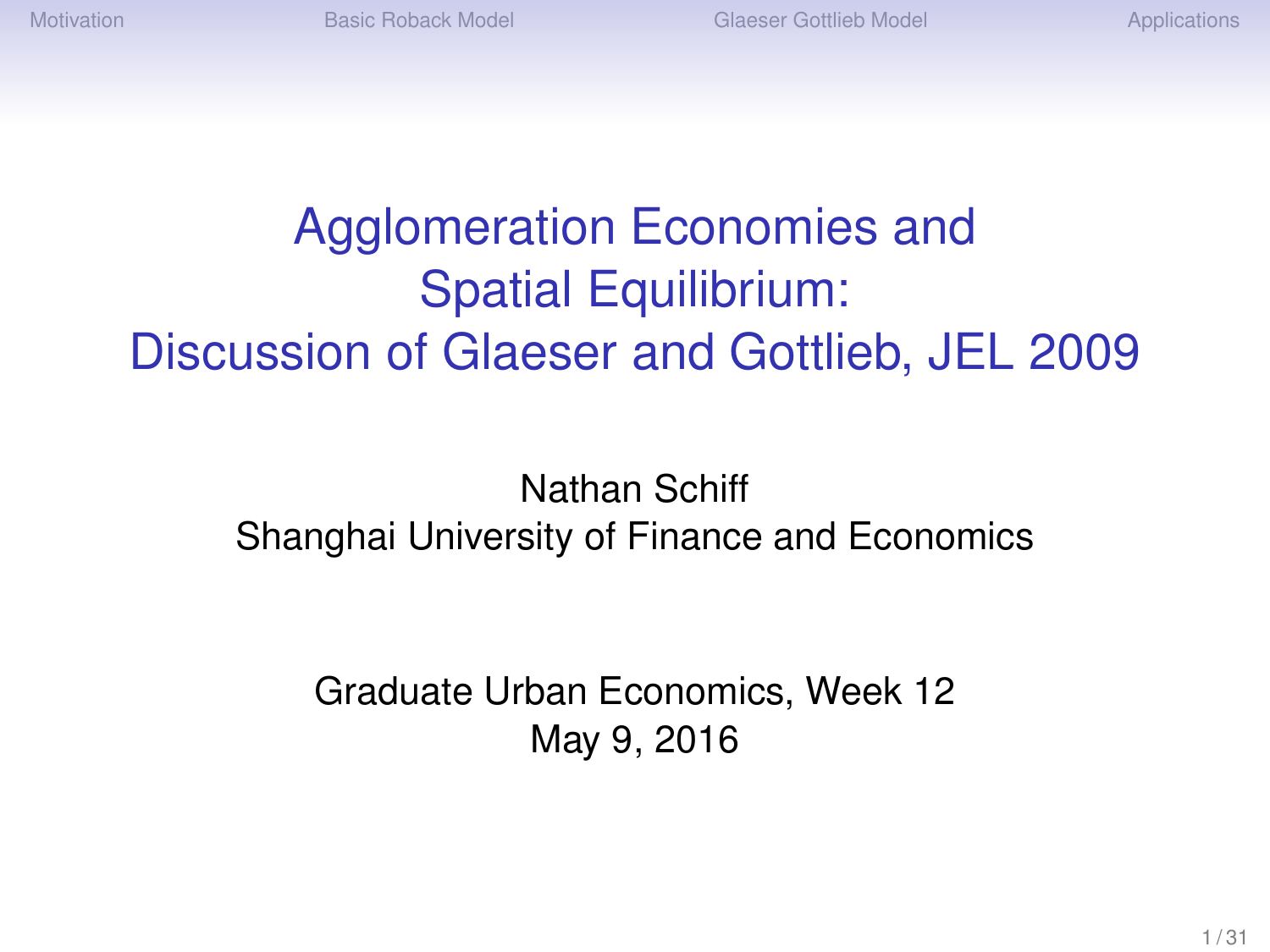# Agglomeration Economies and Spatial Equilibrium: Discussion of Glaeser and Gottlieb, JEL 2009

Nathan Schiff
Shanghai University of Finance and Economics

Graduate Urban Economics, Week 12
May 9, 2016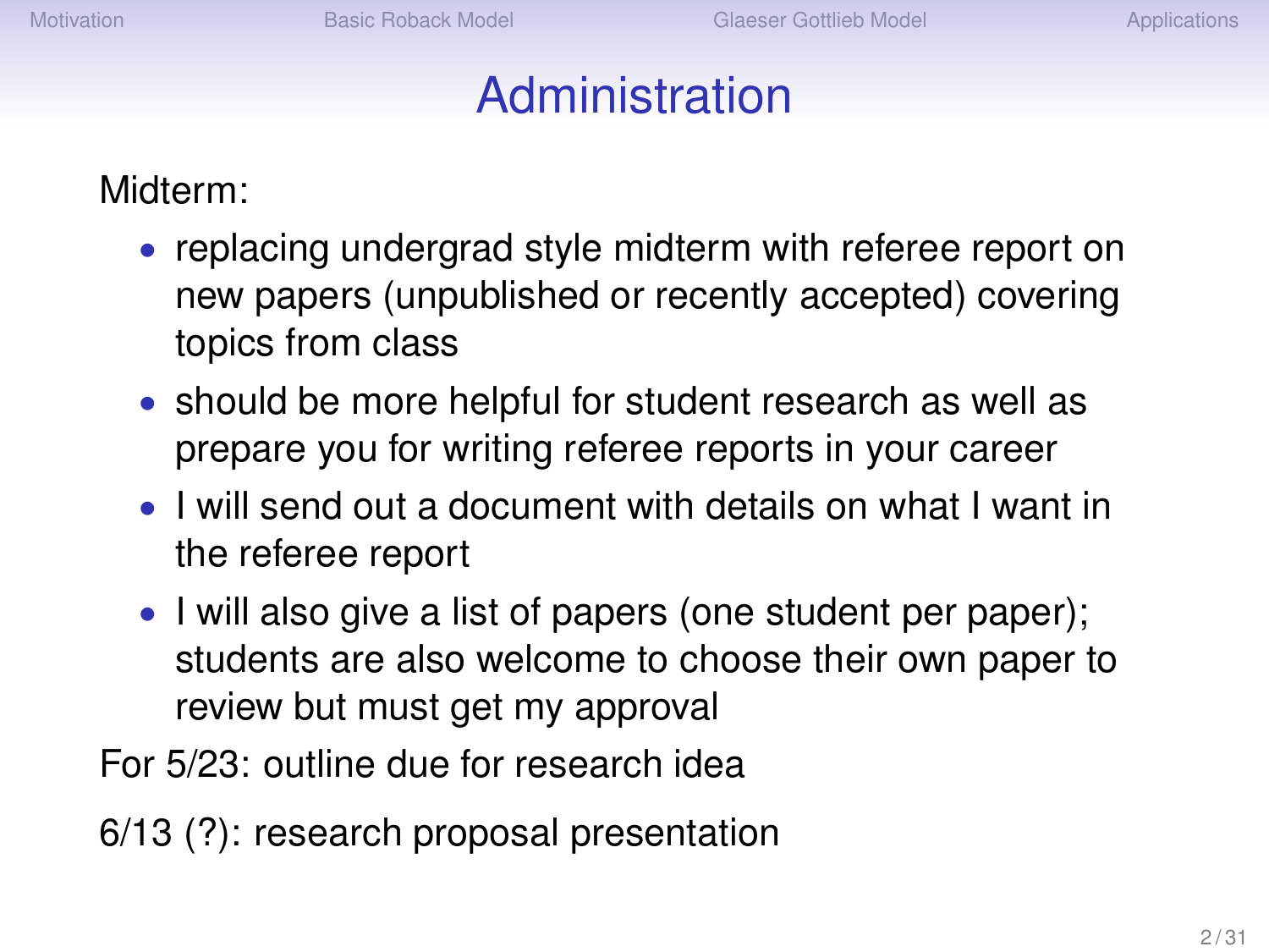# Administration

Midterm:

- replacing undergrad style midterm with referee report on new papers (unpublished or recently accepted) covering topics from class
- should be more helpful for student research as well as prepare you for writing referee reports in your career
- I will send out a document with details on what I want in the referee report
- I will also give a list of papers (one student per paper); students are also welcome to choose their own paper to review but must get my approval

For 5/23: outline due for research idea

6/13 (?): research proposal presentation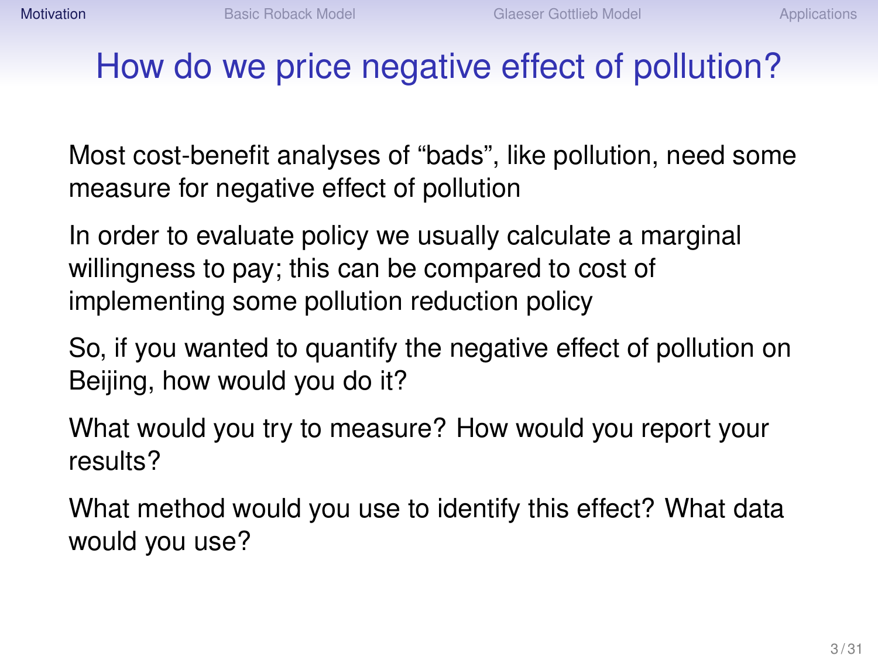# How do we price negative effect of pollution?

Most cost-benefit analyses of “bads”, like pollution, need some measure for negative effect of pollution

In order to evaluate policy we usually calculate a marginal willingness to pay; this can be compared to cost of implementing some pollution reduction policy

So, if you wanted to quantify the negative effect of pollution on Beijing, how would you do it?

What would you try to measure? How would you report your results?

What method would you use to identify this effect? What data would you use?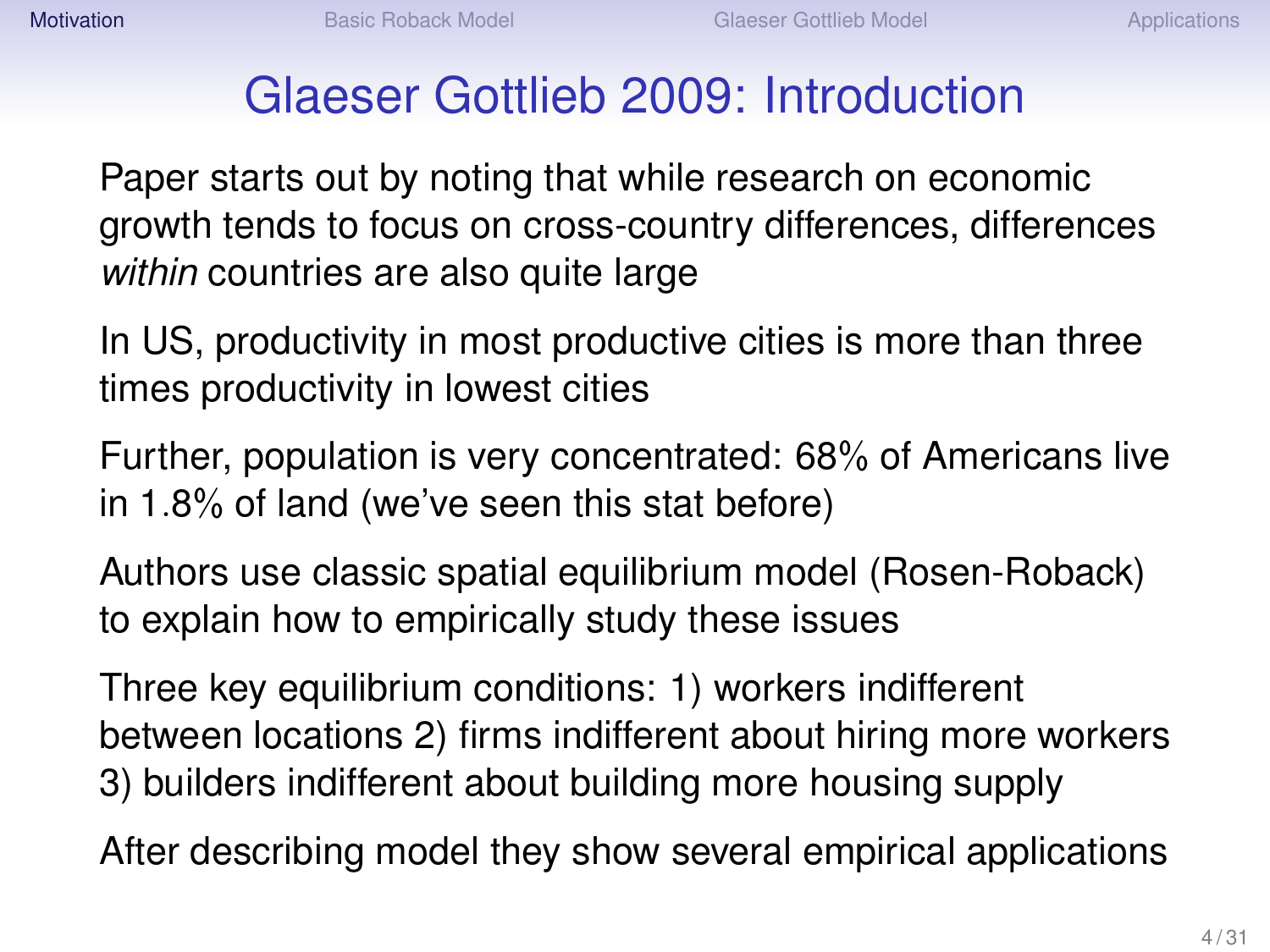# Glaeser Gottlieb 2009: Introduction

Paper starts out by noting that while research on economic growth tends to focus on cross-country differences, differences *within* countries are also quite large

In US, productivity in most productive cities is more than three times productivity in lowest cities

Further, population is very concentrated: 68% of Americans live in 1.8% of land (we've seen this stat before)

Authors use classic spatial equilibrium model (Rosen-Roback) to explain how to empirically study these issues

Three key equilibrium conditions: 1) workers indifferent between locations 2) firms indifferent about hiring more workers 3) builders indifferent about building more housing supply

After describing model they show several empirical applications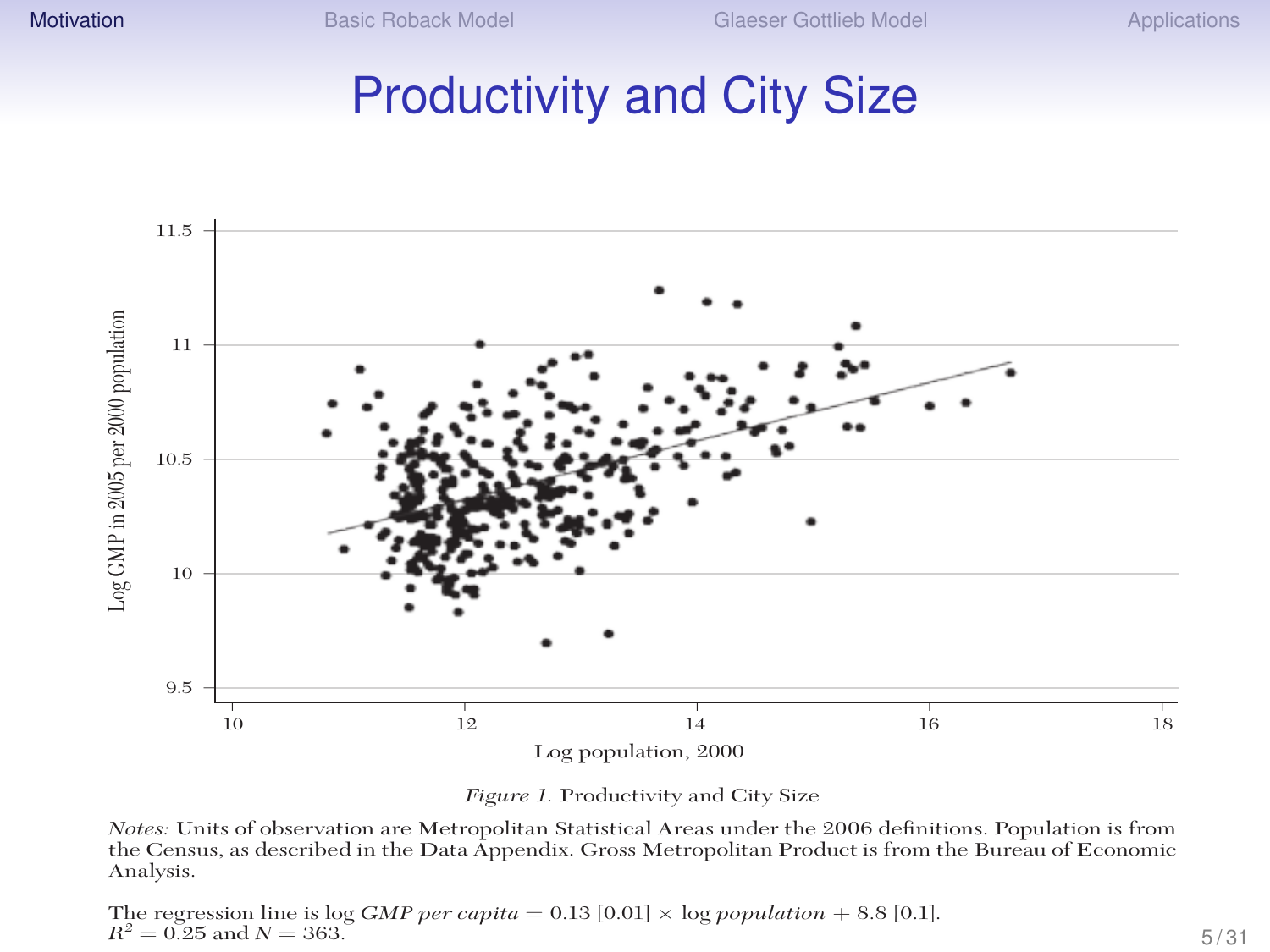# Productivity and City Size

*Figure 1.* Productivity and City Size

*Notes:* Units of observation are Metropolitan Statistical Areas under the 2006 definitions. Population is from the Census, as described in the Data Appendix. Gross Metropolitan Product is from the Bureau of Economic Analysis.

The regression line is $\log \textit{GMP per capita} = 0.13\ [0.01] \times \log \textit{population} + 8.8\ [0.1]$. $R^2 = 0.25$ and $N = 363$.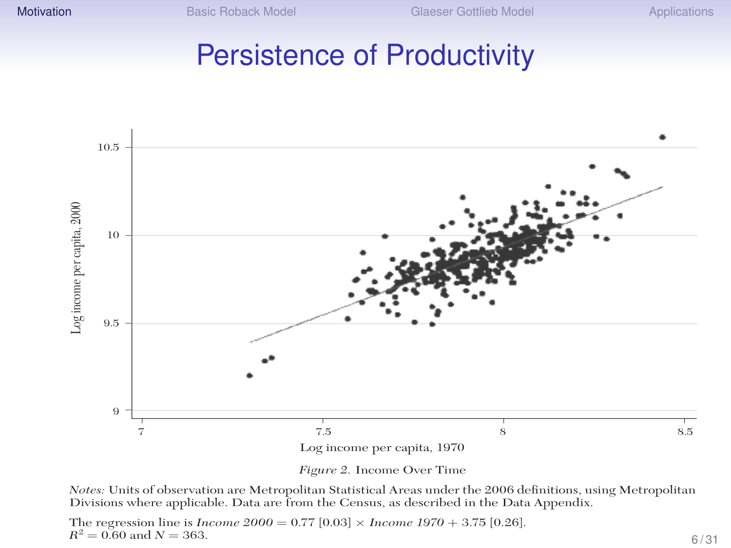# Persistence of Productivity

*Figure 2.* Income Over Time

*Notes:* Units of observation are Metropolitan Statistical Areas under the 2006 definitions, using Metropolitan Divisions where applicable. Data are from the Census, as described in the Data Appendix.

The regression line is *Income 2000* = 0.77 [0.03] × *Income 1970* + 3.75 [0.26]. $R^2 = 0.60$ and $N = 363$.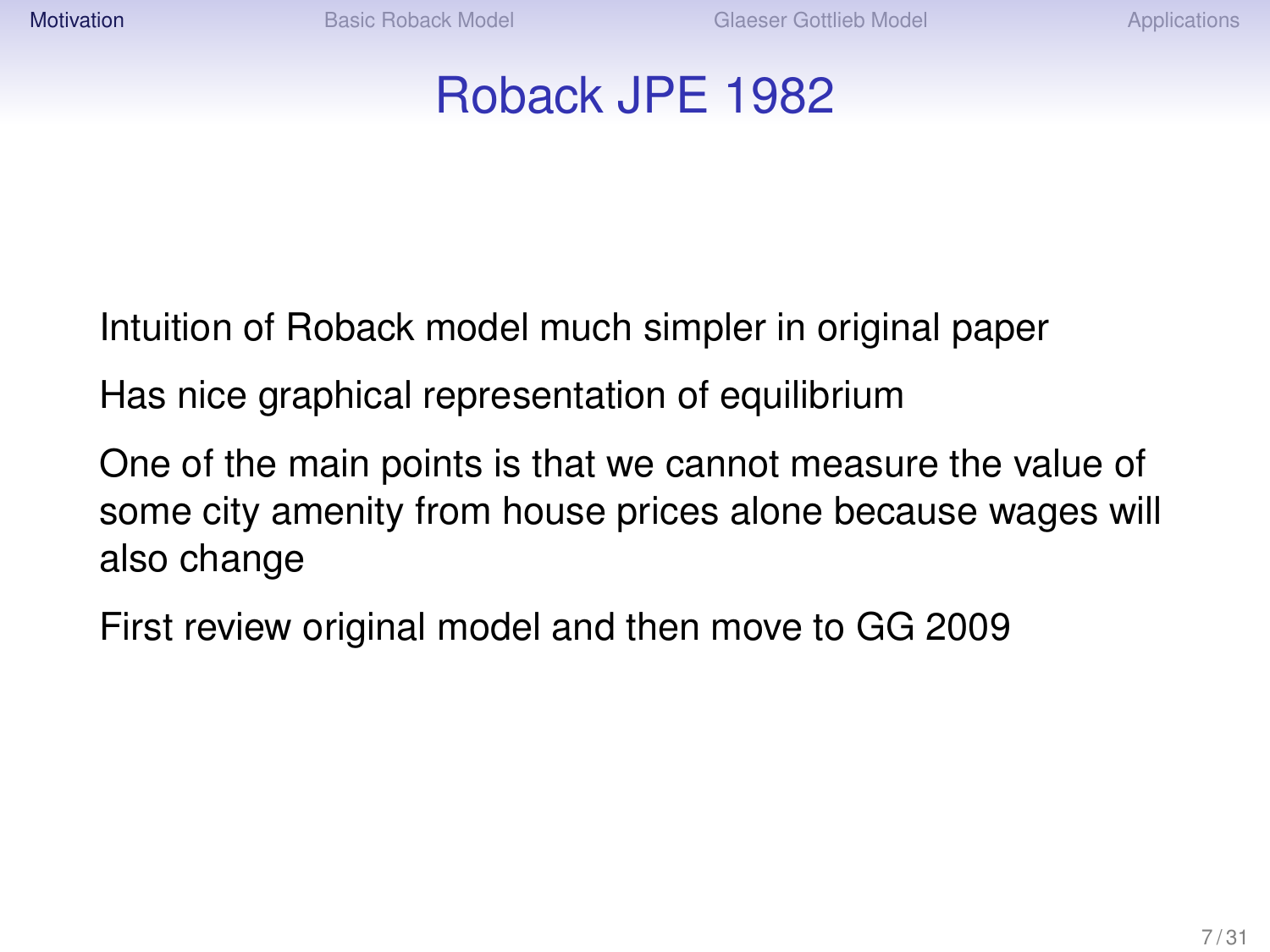# Roback JPE 1982

Intuition of Roback model much simpler in original paper

Has nice graphical representation of equilibrium

One of the main points is that we cannot measure the value of some city amenity from house prices alone because wages will also change

First review original model and then move to GG 2009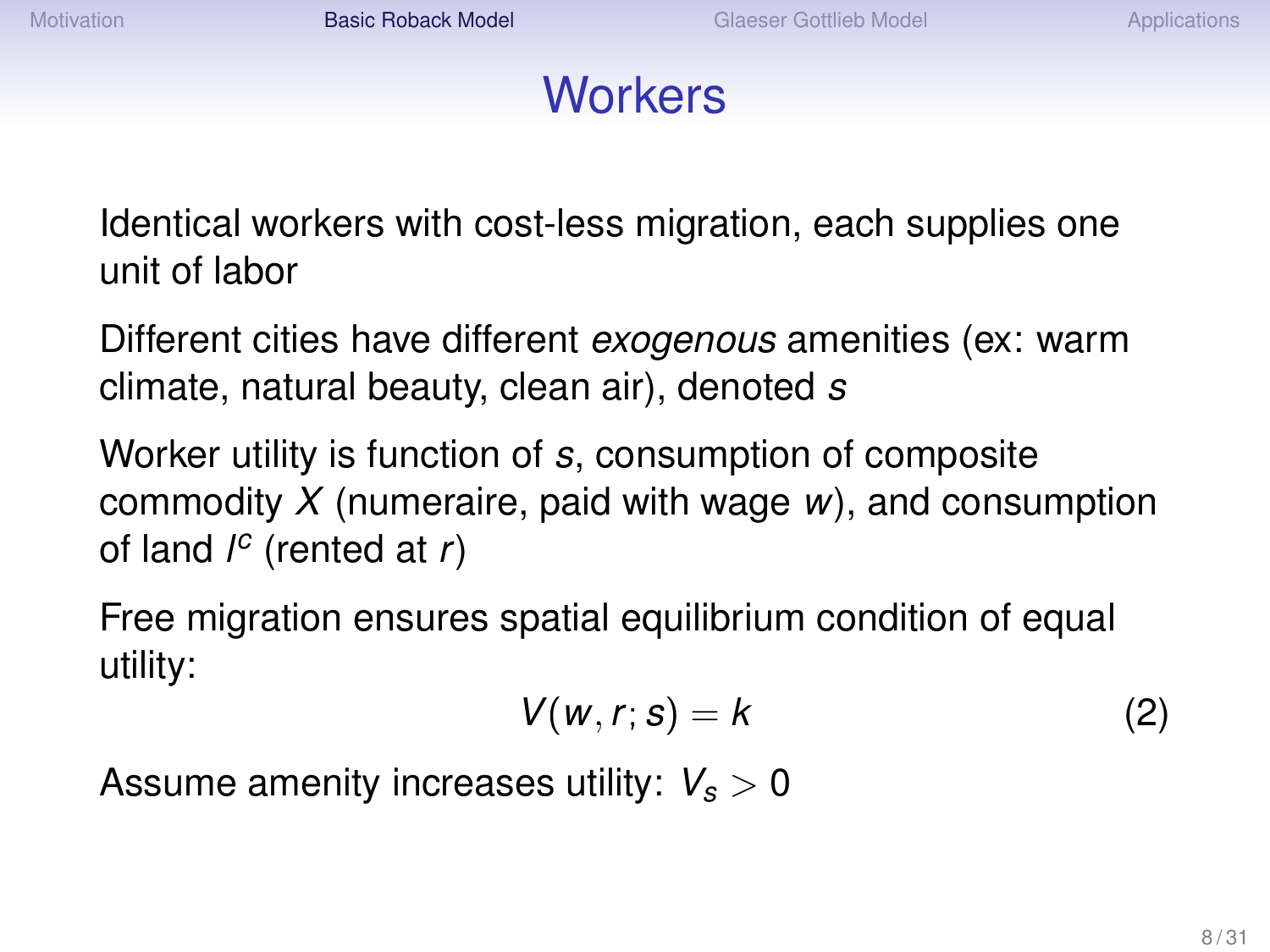# Workers

Identical workers with cost-less migration, each supplies one unit of labor

Different cities have different *exogenous* amenities (ex: warm climate, natural beauty, clean air), denoted $s$

Worker utility is function of $s$, consumption of composite commodity $X$ (numeraire, paid with wage $w$), and consumption of land $l^c$ (rented at $r$)

Free migration ensures spatial equilibrium condition of equal utility:

$$V(w, r; s) = k \tag{2}$$

Assume amenity increases utility: $V_s > 0$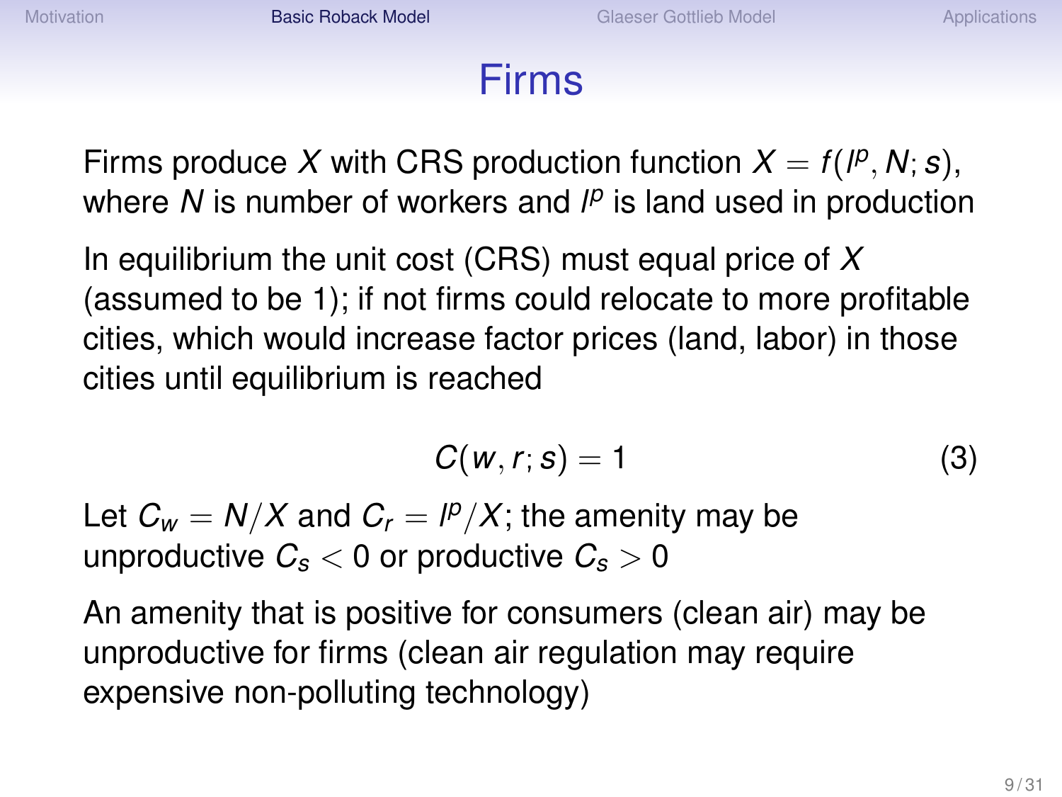# Firms

Firms produce $X$ with CRS production function $X = f(l^p, N; s)$, where $N$ is number of workers and $l^p$ is land used in production

In equilibrium the unit cost (CRS) must equal price of $X$ (assumed to be 1); if not firms could relocate to more profitable cities, which would increase factor prices (land, labor) in those cities until equilibrium is reached

$$C(w, r; s) = 1 \tag{3}$$

Let $C_w = N/X$ and $C_r = l^p/X$; the amenity may be unproductive $C_s < 0$ or productive $C_s > 0$

An amenity that is positive for consumers (clean air) may be unproductive for firms (clean air regulation may require expensive non-polluting technology)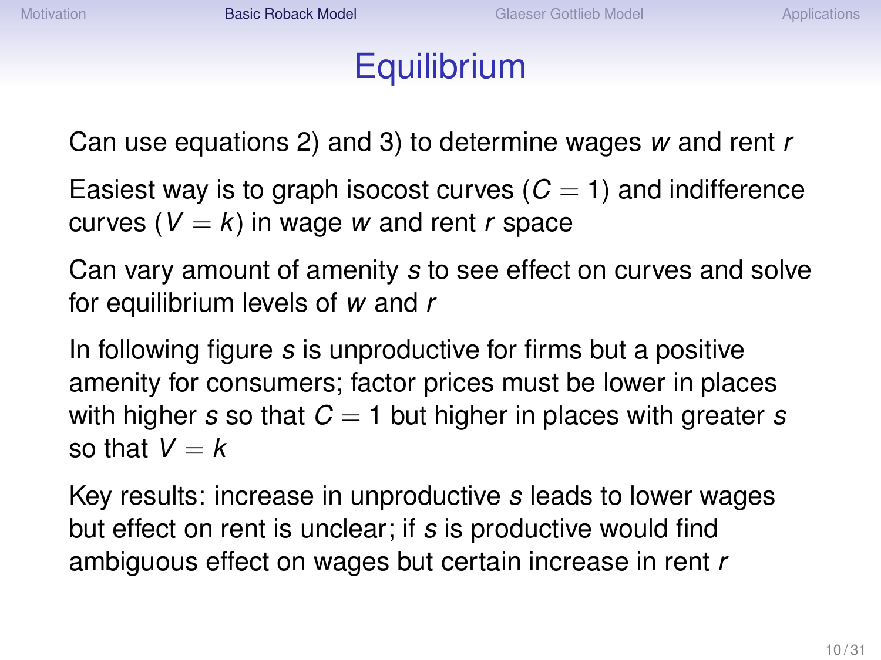# Equilibrium

Can use equations 2) and 3) to determine wages $w$ and rent $r$

Easiest way is to graph isocost curves ($C = 1$) and indifference curves ($V = k$) in wage $w$ and rent $r$ space

Can vary amount of amenity $s$ to see effect on curves and solve for equilibrium levels of $w$ and $r$

In following figure $s$ is unproductive for firms but a positive amenity for consumers; factor prices must be lower in places with higher $s$ so that $C = 1$ but higher in places with greater $s$ so that $V = k$

Key results: increase in unproductive $s$ leads to lower wages but effect on rent is unclear; if $s$ is productive would find ambiguous effect on wages but certain increase in rent $r$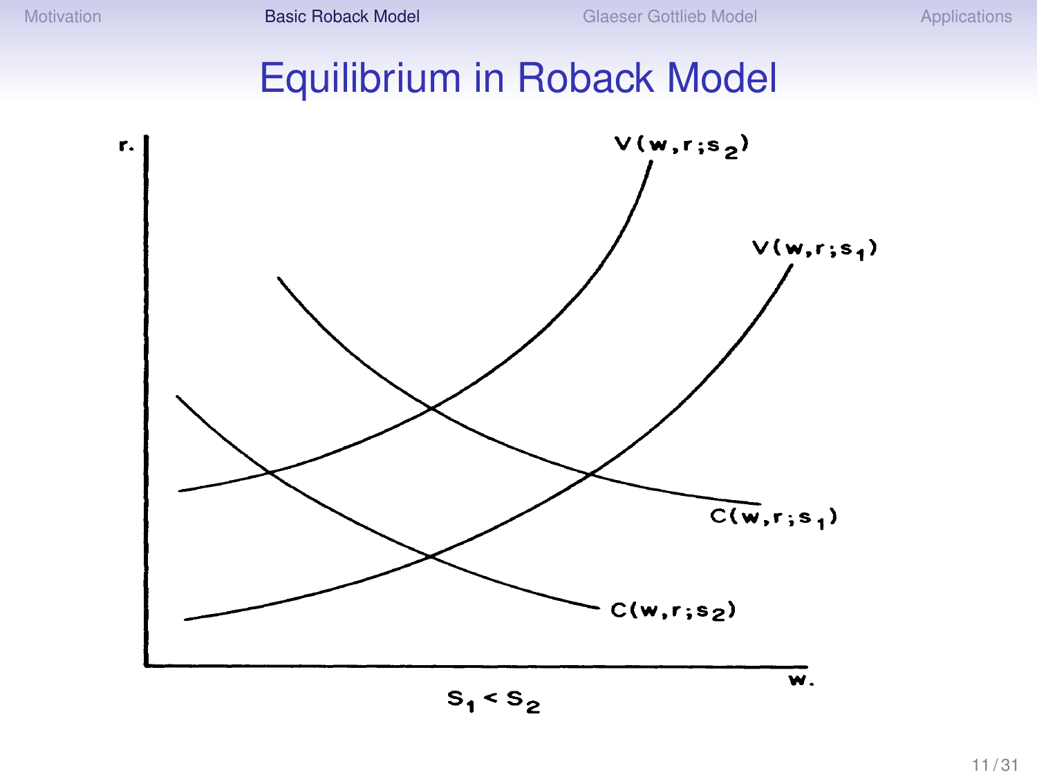# Equilibrium in Roback Model

$r$

$V(w,r;s_2)$

$V(w,r;s_1)$

$C(w,r;s_1)$

$C(w,r;s_2)$

$w$

$s_1 < s_2$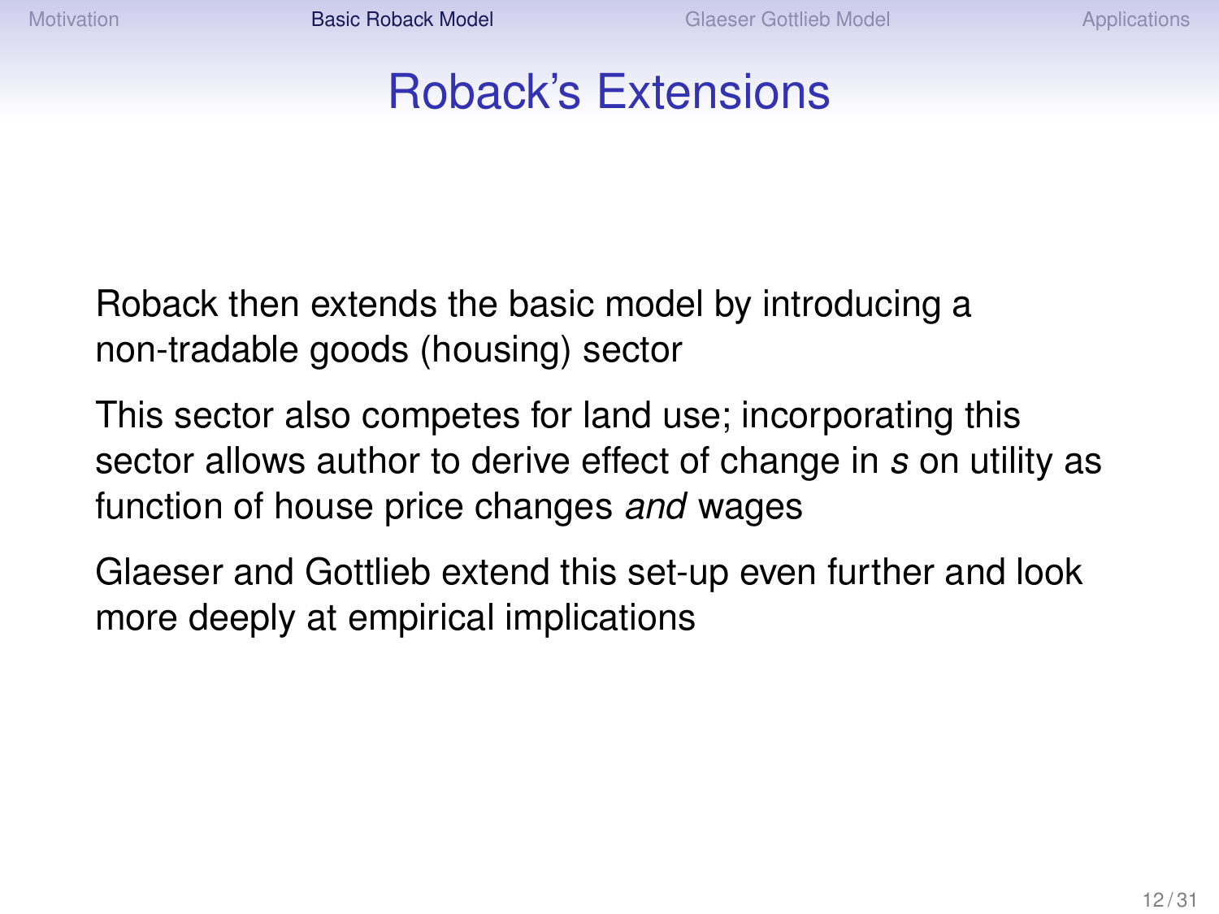# Roback's Extensions

Roback then extends the basic model by introducing a non-tradable goods (housing) sector

This sector also competes for land use; incorporating this sector allows author to derive effect of change in $s$ on utility as function of house price changes *and* wages

Glaeser and Gottlieb extend this set-up even further and look more deeply at empirical implications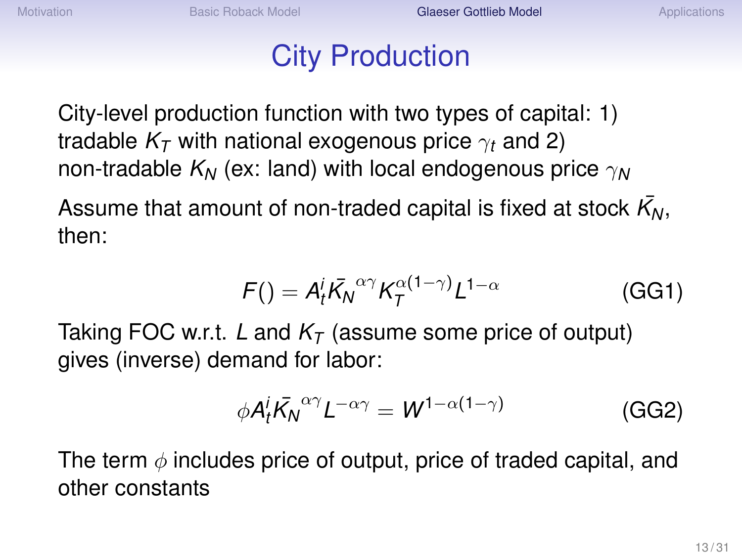# City Production

City-level production function with two types of capital: 1) tradable $K_T$ with national exogenous price $\gamma_t$ and 2) non-tradable $K_N$ (ex: land) with local endogenous price $\gamma_N$

Assume that amount of non-traded capital is fixed at stock $\bar{K_N}$, then:

$$F() = A_t^i \bar{K_N}^{\alpha\gamma} K_T^{\alpha(1-\gamma)} L^{1-\alpha} \tag{GG1}$$

Taking FOC w.r.t. $L$ and $K_T$ (assume some price of output) gives (inverse) demand for labor:

$$\phi A_t^i \bar{K_N}^{\alpha\gamma} L^{-\alpha\gamma} = W^{1-\alpha(1-\gamma)} \tag{GG2}$$

The term $\phi$ includes price of output, price of traded capital, and other constants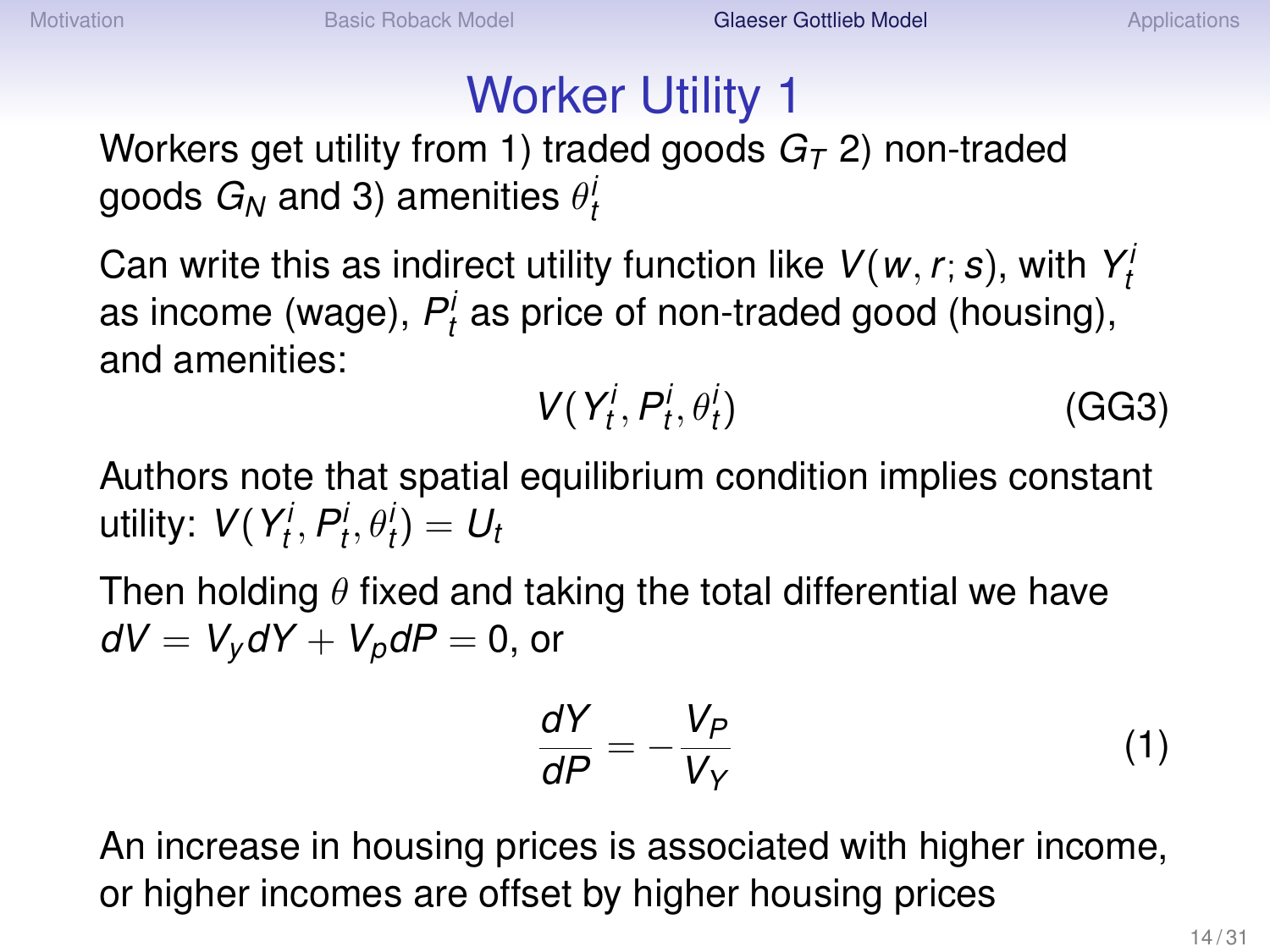# Worker Utility 1

Workers get utility from 1) traded goods $G_T$ 2) non-traded goods $G_N$ and 3) amenities $\theta_t^i$

Can write this as indirect utility function like $V(w, r; s)$, with $Y_t^i$ as income (wage), $P_t^i$ as price of non-traded good (housing), and amenities:

$$V(Y_t^i, P_t^i, \theta_t^i) \tag{GG3}$$

Authors note that spatial equilibrium condition implies constant utility: $V(Y_t^i, P_t^i, \theta_t^i) = U_t$

Then holding $\theta$ fixed and taking the total differential we have $dV = V_y dY + V_p dP = 0$, or

$$\frac{dY}{dP} = -\frac{V_P}{V_Y} \tag{1}$$

An increase in housing prices is associated with higher income, or higher incomes are offset by higher housing prices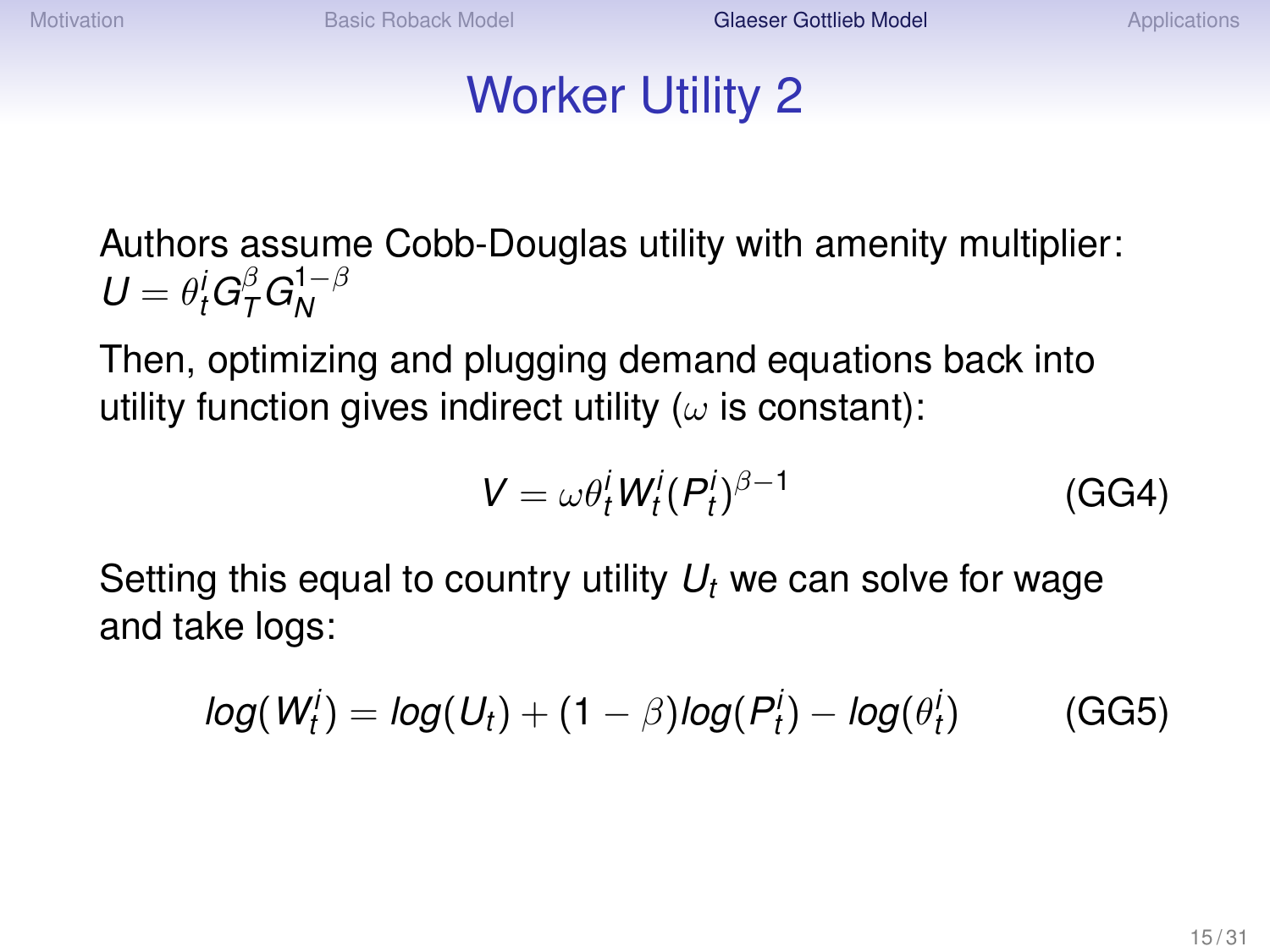# Worker Utility 2

Authors assume Cobb-Douglas utility with amenity multiplier: $U = \theta_t^i G_T^\beta G_N^{1-\beta}$

Then, optimizing and plugging demand equations back into utility function gives indirect utility ($\omega$ is constant):

$$V = \omega \theta_t^i W_t^i (P_t^i)^{\beta - 1} \tag{GG4}$$

Setting this equal to country utility $U_t$ we can solve for wage and take logs:

$$log(W_t^i) = log(U_t) + (1 - \beta) log(P_t^i) - log(\theta_t^i) \tag{GG5}$$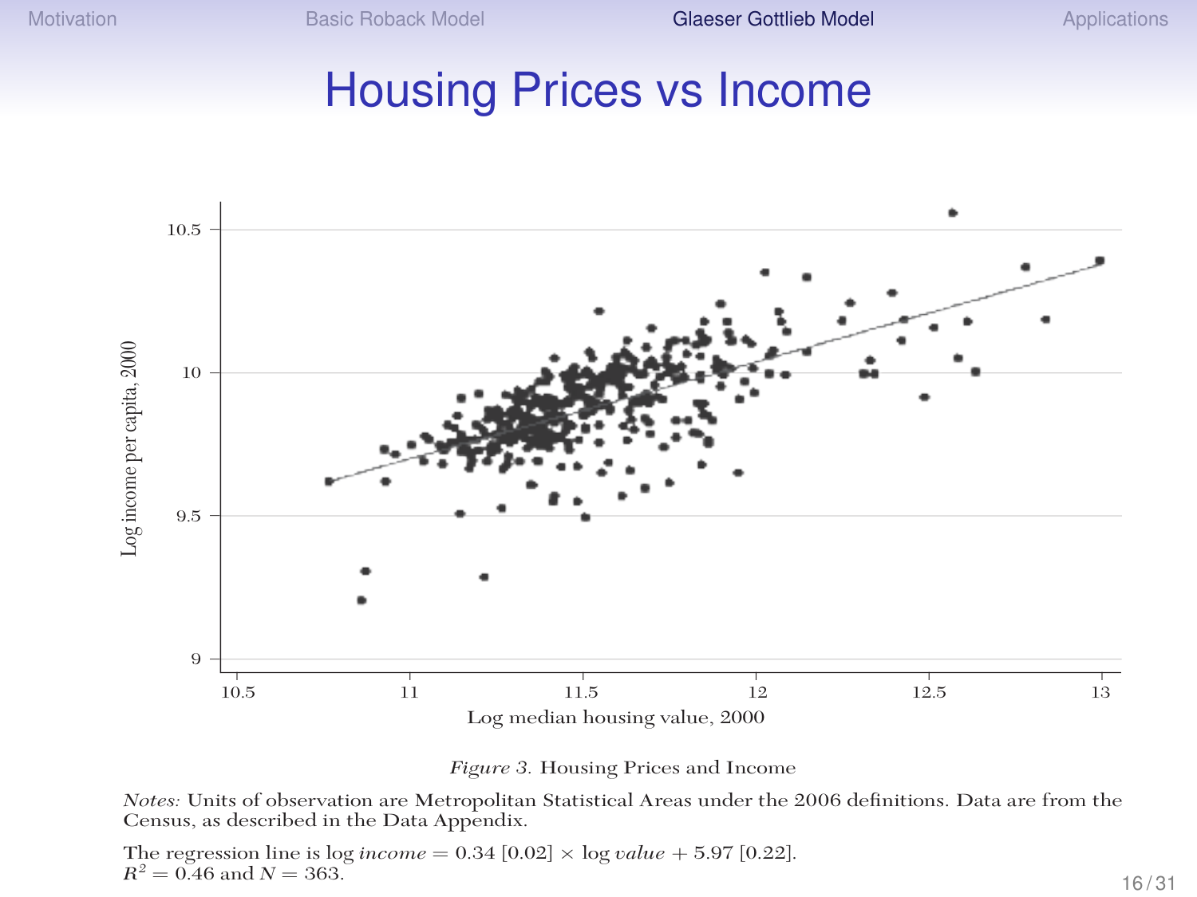# Housing Prices vs Income

*Figure 3.* Housing Prices and Income

*Notes:* Units of observation are Metropolitan Statistical Areas under the 2006 definitions. Data are from the Census, as described in the Data Appendix.

The regression line is $\log income = 0.34\ [0.02] \times \log value + 5.97\ [0.22]$. $R^2 = 0.46$ and $N = 363$.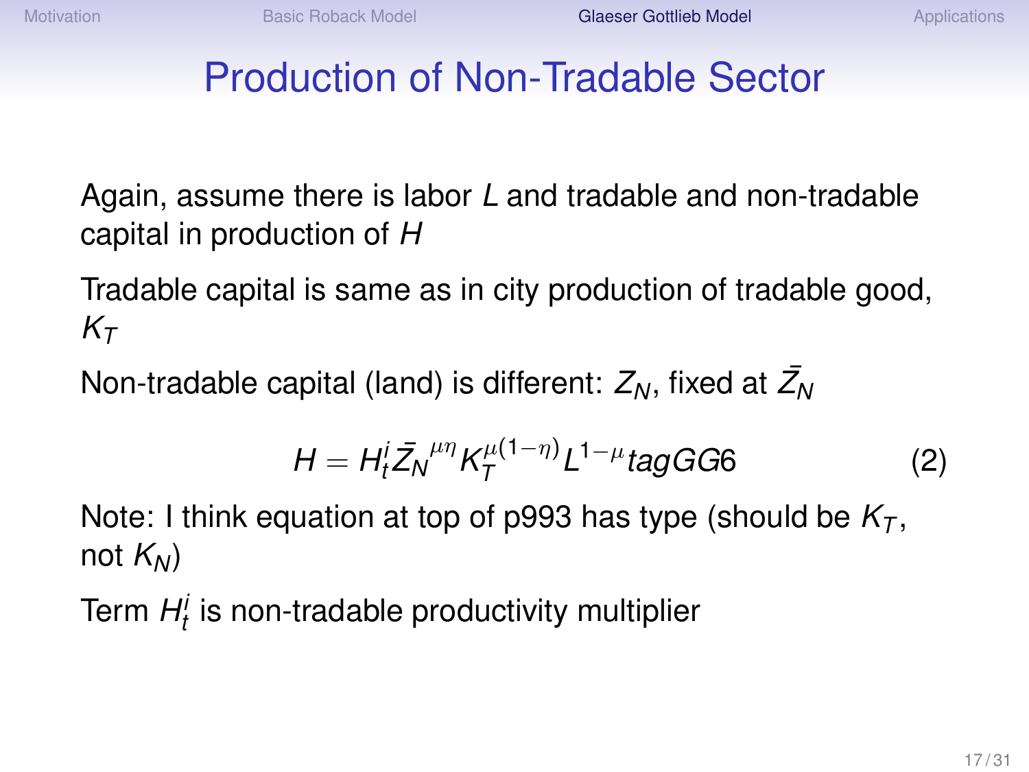# Production of Non-Tradable Sector

Again, assume there is labor $L$ and tradable and non-tradable capital in production of $H$

Tradable capital is same as in city production of tradable good, $K_T$

Non-tradable capital (land) is different: $Z_N$, fixed at $\bar{Z}_N$

$$H = H_t^i \bar{Z_N}^{\mu\eta} K_T^{\mu(1-\eta)} L^{1-\mu} tagGG6 \tag{2}$$

Note: I think equation at top of p993 has type (should be $K_T$, not $K_N$)

Term $H_t^i$ is non-tradable productivity multiplier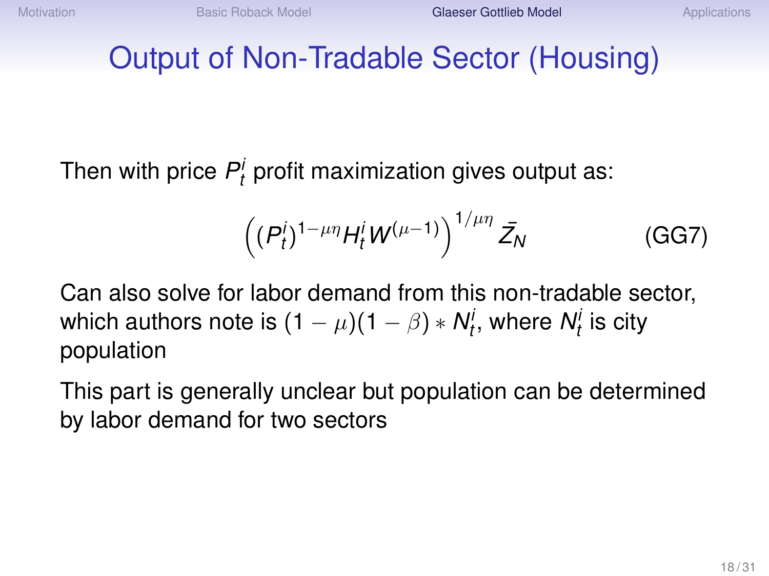# Output of Non-Tradable Sector (Housing)

Then with price $P_t^i$ profit maximization gives output as:

$$\left( (P_t^i)^{1-\mu\eta} H_t^i W^{(\mu-1)} \right)^{1/\mu\eta} \bar{Z}_N \qquad \text{(GG7)}$$

Can also solve for labor demand from this non-tradable sector, which authors note is $(1-\mu)(1-\beta) * N_t^i$, where $N_t^i$ is city population

This part is generally unclear but population can be determined by labor demand for two sectors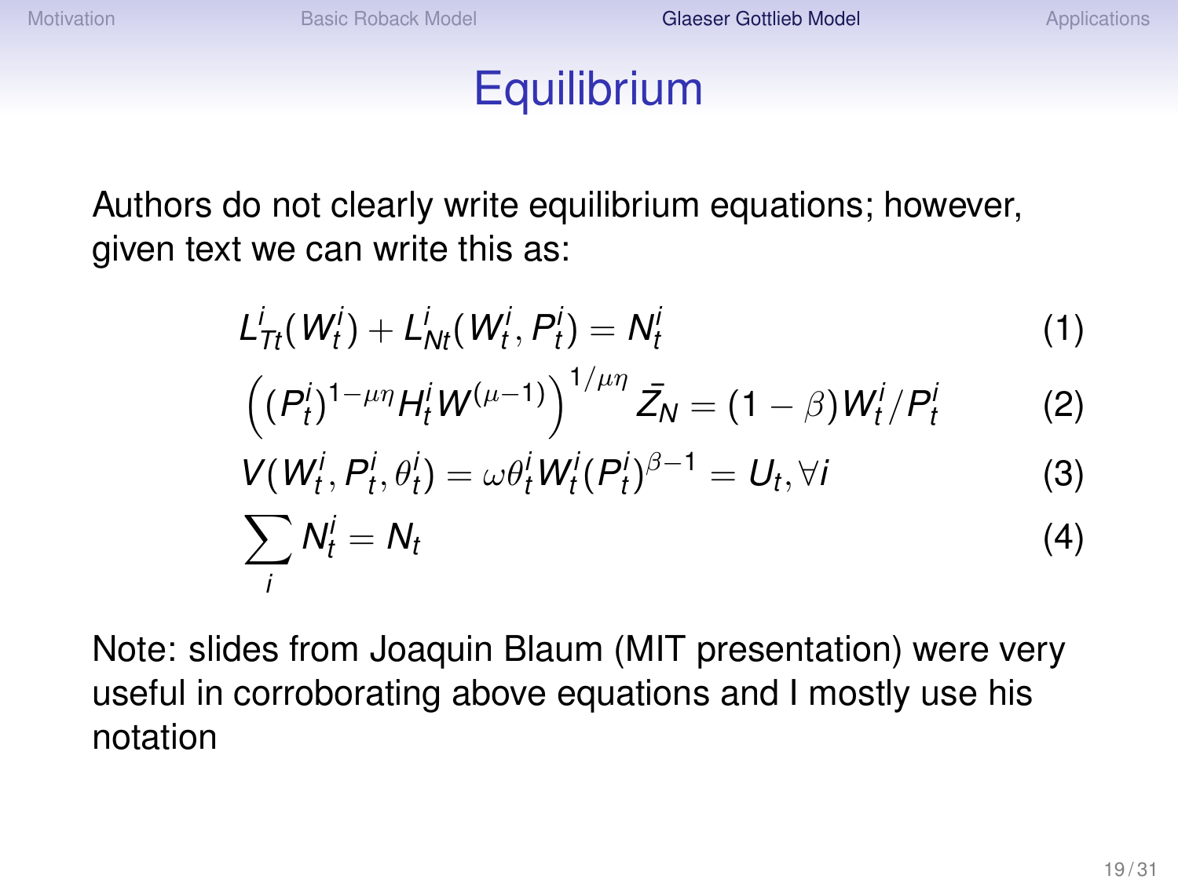# Equilibrium

Authors do not clearly write equilibrium equations; however, given text we can write this as:

$$L^i_{Tt}(W^i_t) + L^i_{Nt}(W^i_t, P^i_t) = N^i_t \tag{1}$$

$$\left((P^i_t)^{1-\mu\eta} H^i_t W^{(\mu-1)}\right)^{1/\mu\eta} \bar{Z}_N = (1-\beta) W^i_t / P^i_t \tag{2}$$

$$V(W^i_t, P^i_t, \theta^i_t) = \omega \theta^i_t W^i_t (P^i_t)^{\beta-1} = U_t, \forall i \tag{3}$$

$$\sum_i N^i_t = N_t \tag{4}$$

Note: slides from Joaquin Blaum (MIT presentation) were very useful in corroborating above equations and I mostly use his notation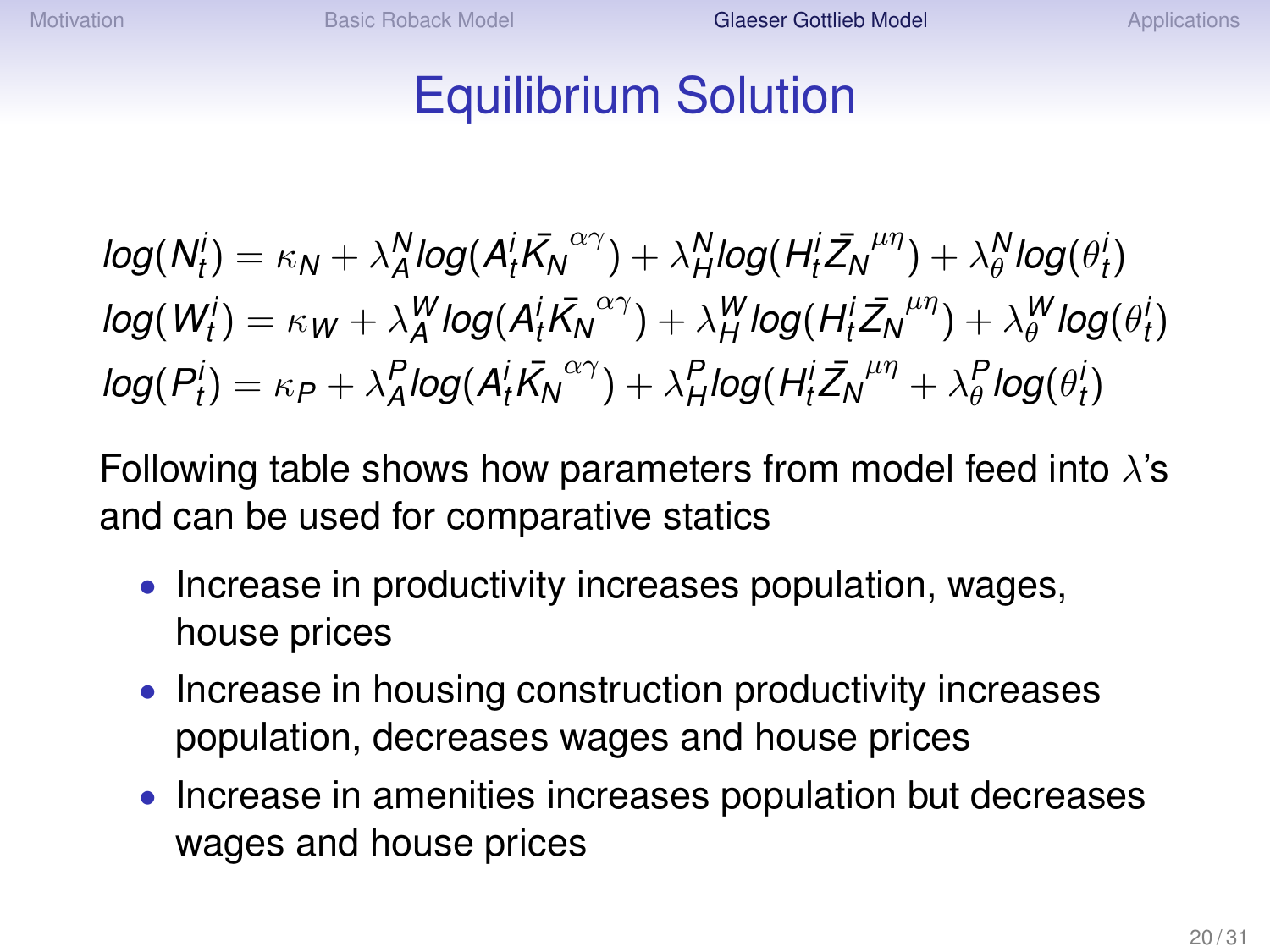# Equilibrium Solution

$$log(N_t^i) = \kappa_N + \lambda_A^N log(A_t^i \bar{K_N}^{\alpha\gamma}) + \lambda_H^N log(H_t^i \bar{Z_N}^{\mu\eta}) + \lambda_\theta^N log(\theta_t^i)$$

$$log(W_t^i) = \kappa_W + \lambda_A^W log(A_t^i \bar{K_N}^{\alpha\gamma}) + \lambda_H^W log(H_t^i \bar{Z_N}^{\mu\eta}) + \lambda_\theta^W log(\theta_t^i)$$

$$log(P_t^i) = \kappa_P + \lambda_A^P log(A_t^i \bar{K_N}^{\alpha\gamma}) + \lambda_H^P log(H_t^i \bar{Z_N}^{\mu\eta} + \lambda_\theta^P log(\theta_t^i)$$

Following table shows how parameters from model feed into $\lambda$'s and can be used for comparative statics

- Increase in productivity increases population, wages, house prices
- Increase in housing construction productivity increases population, decreases wages and house prices
- Increase in amenities increases population but decreases wages and house prices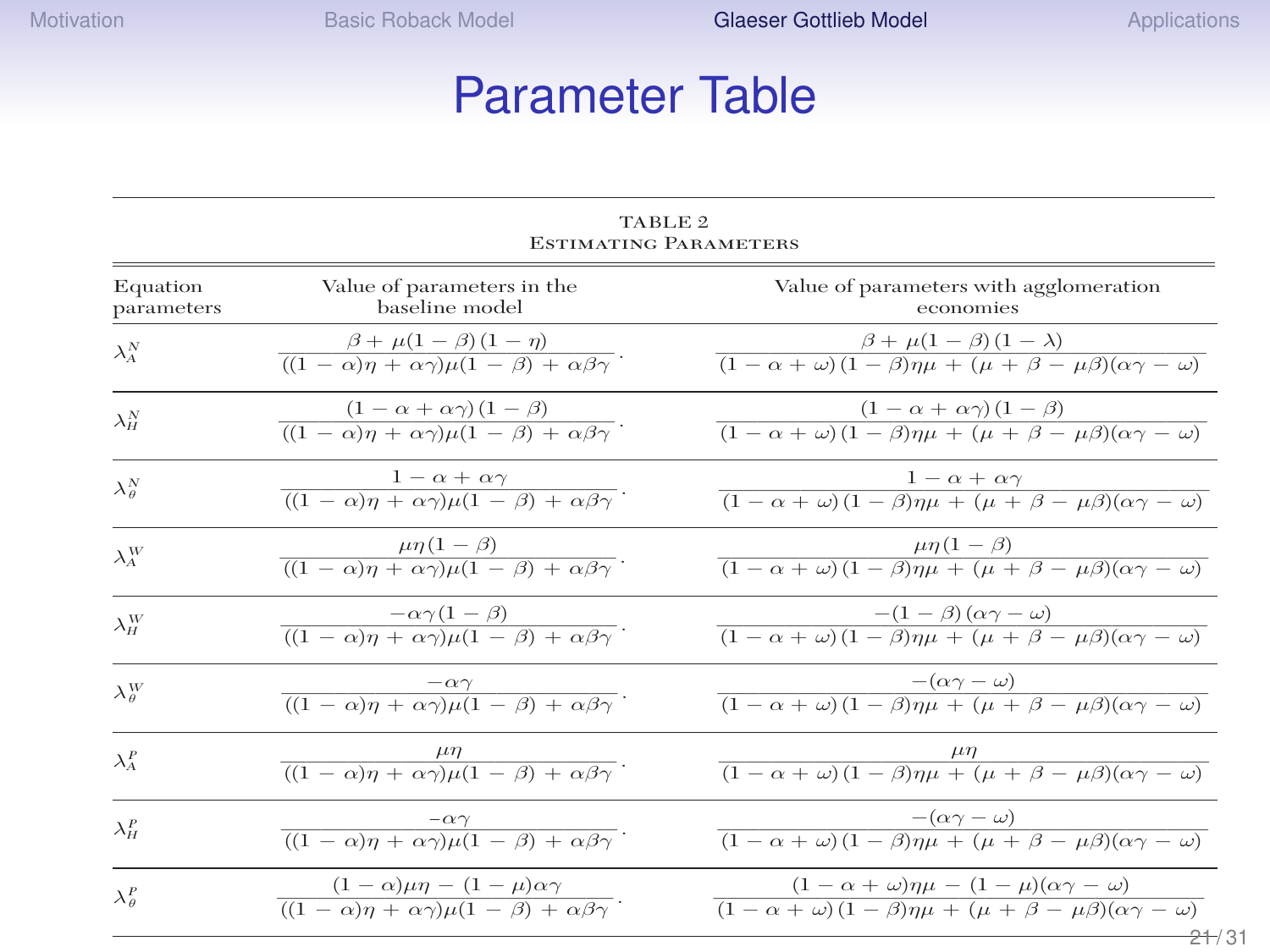# Parameter Table

TABLE 2
ESTIMATING PARAMETERS

| Equation parameters | Value of parameters in the baseline model | Value of parameters with agglomeration economies |
|---|---|---|
| $\lambda_A^N$ | $\dfrac{\beta + \mu(1-\beta)(1-\eta)}{((1-\alpha)\eta + \alpha\gamma)\mu(1-\beta) + \alpha\beta\gamma}$. | $\dfrac{\beta + \mu(1-\beta)(1-\lambda)}{(1-\alpha+\omega)(1-\beta)\eta\mu + (\mu+\beta-\mu\beta)(\alpha\gamma-\omega)}$ |
| $\lambda_H^N$ | $\dfrac{(1-\alpha+\alpha\gamma)(1-\beta)}{((1-\alpha)\eta + \alpha\gamma)\mu(1-\beta) + \alpha\beta\gamma}$. | $\dfrac{(1-\alpha+\alpha\gamma)(1-\beta)}{(1-\alpha+\omega)(1-\beta)\eta\mu + (\mu+\beta-\mu\beta)(\alpha\gamma-\omega)}$ |
| $\lambda_\theta^N$ | $\dfrac{1-\alpha+\alpha\gamma}{((1-\alpha)\eta + \alpha\gamma)\mu(1-\beta) + \alpha\beta\gamma}$. | $\dfrac{1-\alpha+\alpha\gamma}{(1-\alpha+\omega)(1-\beta)\eta\mu + (\mu+\beta-\mu\beta)(\alpha\gamma-\omega)}$ |
| $\lambda_A^W$ | $\dfrac{\mu\eta(1-\beta)}{((1-\alpha)\eta + \alpha\gamma)\mu(1-\beta) + \alpha\beta\gamma}$. | $\dfrac{\mu\eta(1-\beta)}{(1-\alpha+\omega)(1-\beta)\eta\mu + (\mu+\beta-\mu\beta)(\alpha\gamma-\omega)}$ |
| $\lambda_H^W$ | $\dfrac{-\alpha\gamma(1-\beta)}{((1-\alpha)\eta + \alpha\gamma)\mu(1-\beta) + \alpha\beta\gamma}$. | $\dfrac{-(1-\beta)(\alpha\gamma-\omega)}{(1-\alpha+\omega)(1-\beta)\eta\mu + (\mu+\beta-\mu\beta)(\alpha\gamma-\omega)}$ |
| $\lambda_\theta^W$ | $\dfrac{-\alpha\gamma}{((1-\alpha)\eta + \alpha\gamma)\mu(1-\beta) + \alpha\beta\gamma}$. | $\dfrac{-(\alpha\gamma-\omega)}{(1-\alpha+\omega)(1-\beta)\eta\mu + (\mu+\beta-\mu\beta)(\alpha\gamma-\omega)}$ |
| $\lambda_A^P$ | $\dfrac{\mu\eta}{((1-\alpha)\eta + \alpha\gamma)\mu(1-\beta) + \alpha\beta\gamma}$. | $\dfrac{\mu\eta}{(1-\alpha+\omega)(1-\beta)\eta\mu + (\mu+\beta-\mu\beta)(\alpha\gamma-\omega)}$ |
| $\lambda_H^P$ | $\dfrac{-\alpha\gamma}{((1-\alpha)\eta + \alpha\gamma)\mu(1-\beta) + \alpha\beta\gamma}$. | $\dfrac{-(\alpha\gamma-\omega)}{(1-\alpha+\omega)(1-\beta)\eta\mu + (\mu+\beta-\mu\beta)(\alpha\gamma-\omega)}$ |
| $\lambda_\theta^P$ | $\dfrac{(1-\alpha)\mu\eta - (1-\mu)\alpha\gamma}{((1-\alpha)\eta + \alpha\gamma)\mu(1-\beta) + \alpha\beta\gamma}$. | $\dfrac{(1-\alpha+\omega)\eta\mu - (1-\mu)(\alpha\gamma-\omega)}{(1-\alpha+\omega)(1-\beta)\eta\mu + (\mu+\beta-\mu\beta)(\alpha\gamma-\omega)}$ |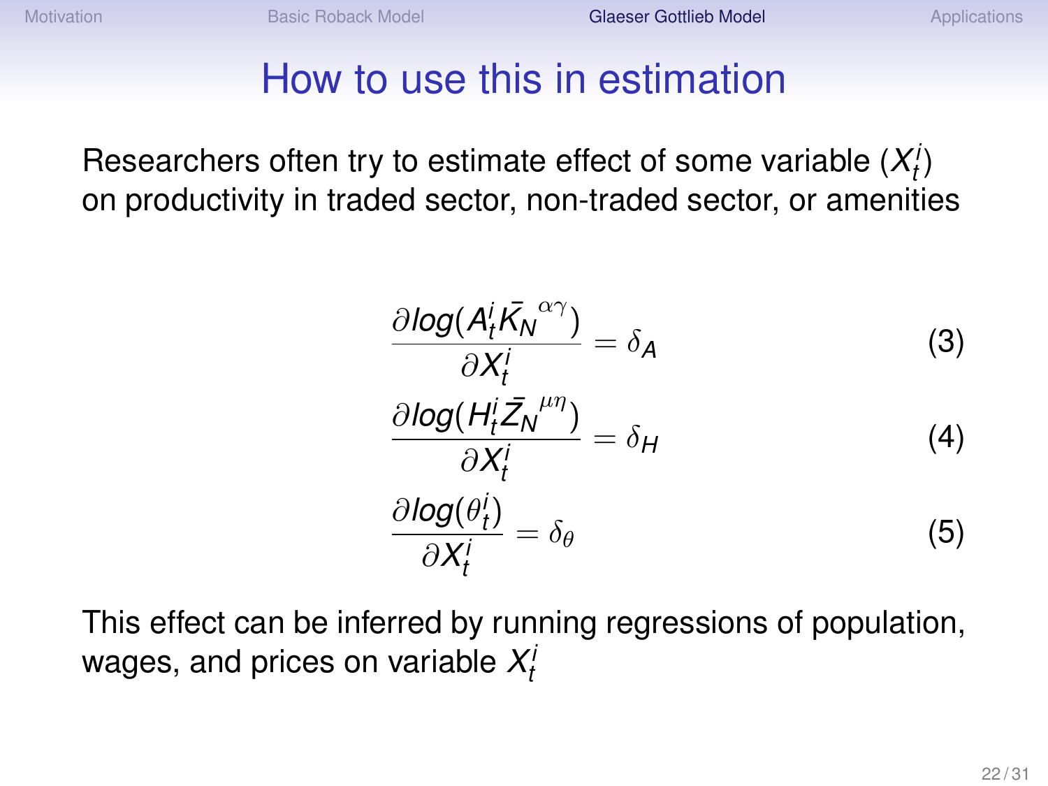# How to use this in estimation

Researchers often try to estimate effect of some variable ($X_t^i$) on productivity in traded sector, non-traded sector, or amenities

$$\frac{\partial log(A_t^i \bar{K_N}^{\alpha\gamma})}{\partial X_t^i} = \delta_A \tag{3}$$

$$\frac{\partial log(H_t^i \bar{Z_N}^{\mu\eta})}{\partial X_t^i} = \delta_H \tag{4}$$

$$\frac{\partial log(\theta_t^i)}{\partial X_t^i} = \delta_\theta \tag{5}$$

This effect can be inferred by running regressions of population, wages, and prices on variable $X_t^i$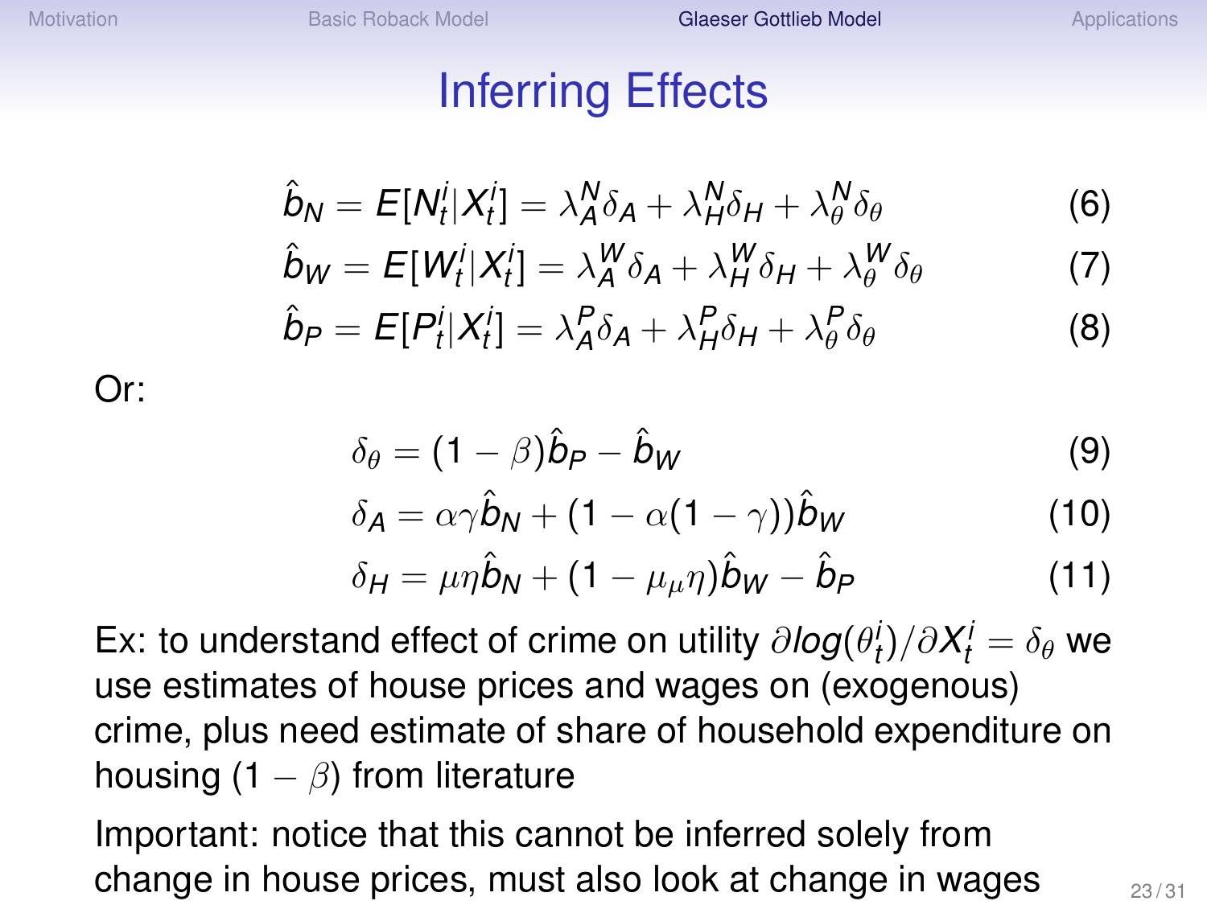# Inferring Effects

$$\hat{b}_N = E[N_t^i | X_t^i] = \lambda_A^N \delta_A + \lambda_H^N \delta_H + \lambda_\theta^N \delta_\theta \quad (6)$$

$$\hat{b}_W = E[W_t^i | X_t^i] = \lambda_A^W \delta_A + \lambda_H^W \delta_H + \lambda_\theta^W \delta_\theta \quad (7)$$

$$\hat{b}_P = E[P_t^i | X_t^i] = \lambda_A^P \delta_A + \lambda_H^P \delta_H + \lambda_\theta^P \delta_\theta \quad (8)$$

Or:

$$\delta_\theta = (1 - \beta)\hat{b}_P - \hat{b}_W \quad (9)$$

$$\delta_A = \alpha\gamma\hat{b}_N + (1 - \alpha(1 - \gamma))\hat{b}_W \quad (10)$$

$$\delta_H = \mu\eta\hat{b}_N + (1 - \mu_\mu\eta)\hat{b}_W - \hat{b}_P \quad (11)$$

Ex: to understand effect of crime on utility $\partial log(\theta_t^i)/\partial X_t^i = \delta_\theta$ we use estimates of house prices and wages on (exogenous) crime, plus need estimate of share of household expenditure on housing $(1 - \beta)$ from literature

Important: notice that this cannot be inferred solely from change in house prices, must also look at change in wages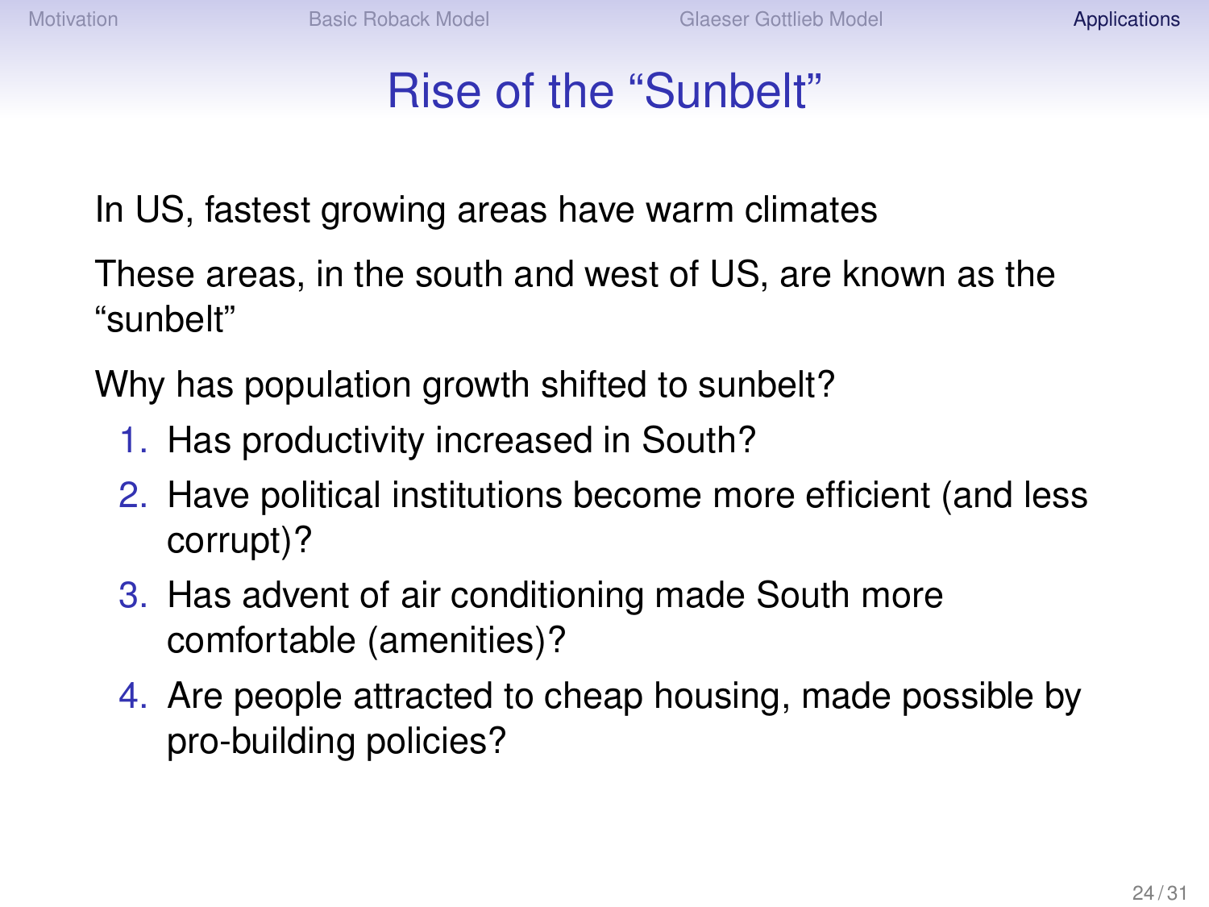# Rise of the “Sunbelt”

In US, fastest growing areas have warm climates

These areas, in the south and west of US, are known as the “sunbelt”

Why has population growth shifted to sunbelt?

1. Has productivity increased in South?
2. Have political institutions become more efficient (and less corrupt)?
3. Has advent of air conditioning made South more comfortable (amenities)?
4. Are people attracted to cheap housing, made possible by pro-building policies?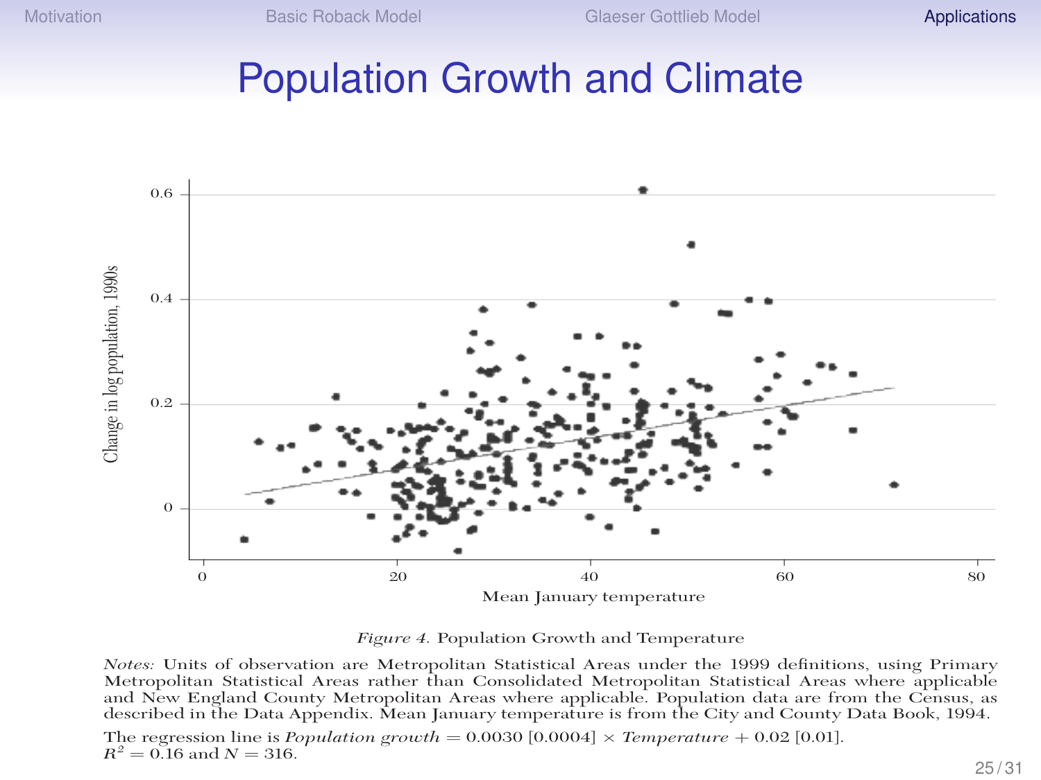# Population Growth and Climate

*Figure 4.* Population Growth and Temperature

*Notes:* Units of observation are Metropolitan Statistical Areas under the 1999 definitions, using Primary Metropolitan Statistical Areas rather than Consolidated Metropolitan Statistical Areas where applicable and New England County Metropolitan Areas where applicable. Population data are from the Census, as described in the Data Appendix. Mean January temperature is from the City and County Data Book, 1994.

The regression line is *Population growth* = 0.0030 [0.0004] × *Temperature* + 0.02 [0.01].
$R^2 = 0.16$ and $N = 316$.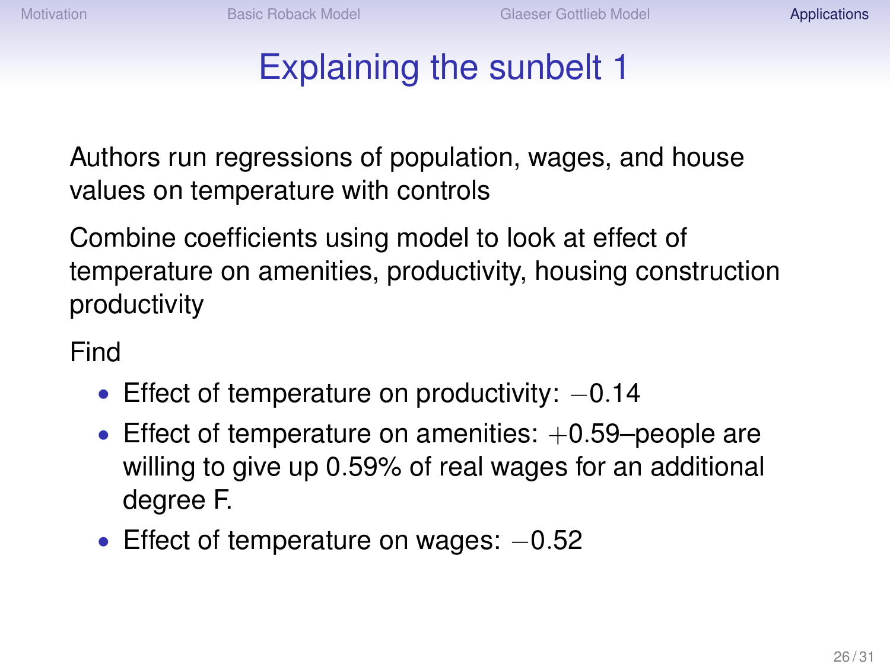# Explaining the sunbelt 1

Authors run regressions of population, wages, and house values on temperature with controls

Combine coefficients using model to look at effect of temperature on amenities, productivity, housing construction productivity

Find

- Effect of temperature on productivity: $-0.14$
- Effect of temperature on amenities: $+0.59$–people are willing to give up 0.59% of real wages for an additional degree F.
- Effect of temperature on wages: $-0.52$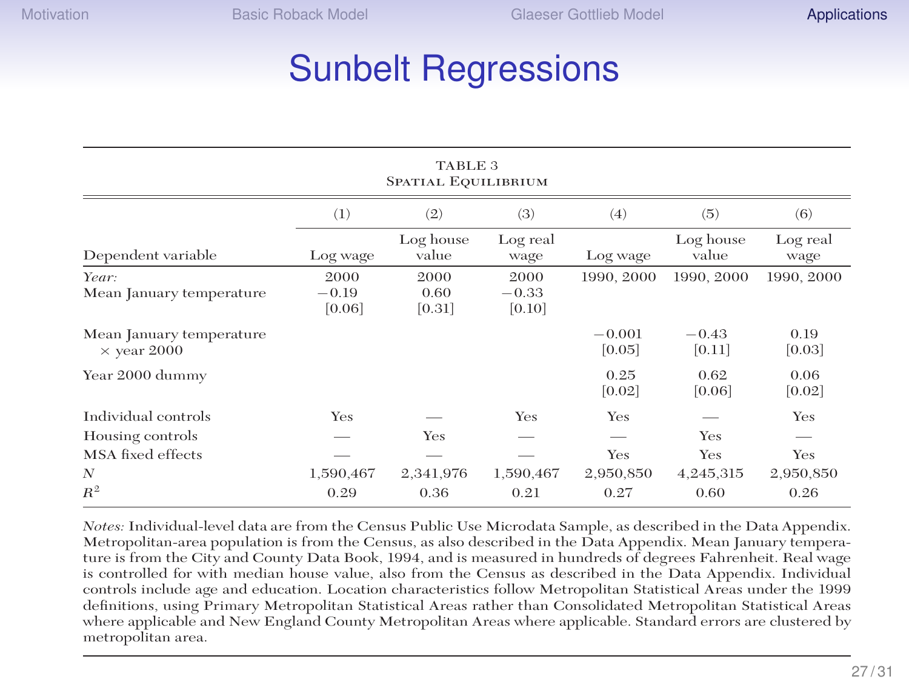# Sunbelt Regressions

TABLE 3
SPATIAL EQUILIBRIUM

| | (1) | (2) | (3) | (4) | (5) | (6) |
|---|---|---|---|---|---|---|
| Dependent variable | Log wage | Log house value | Log real wage | Log wage | Log house value | Log real wage |
| *Year:* | 2000 | 2000 | 2000 | 1990, 2000 | 1990, 2000 | 1990, 2000 |
| Mean January temperature | −0.19 | 0.60 | −0.33 | | | |
| | [0.06] | [0.31] | [0.10] | | | |
| Mean January temperature × year 2000 | | | | −0.001 | −0.43 | 0.19 |
| | | | | [0.05] | [0.11] | [0.03] |
| Year 2000 dummy | | | | 0.25 | 0.62 | 0.06 |
| | | | | [0.02] | [0.06] | [0.02] |
| Individual controls | Yes | — | Yes | Yes | — | Yes |
| Housing controls | — | Yes | — | — | Yes | — |
| MSA fixed effects | — | — | — | Yes | Yes | Yes |
| $N$ | 1,590,467 | 2,341,976 | 1,590,467 | 2,950,850 | 4,245,315 | 2,950,850 |
| $R^2$ | 0.29 | 0.36 | 0.21 | 0.27 | 0.60 | 0.26 |

*Notes:* Individual-level data are from the Census Public Use Microdata Sample, as described in the Data Appendix. Metropolitan-area population is from the Census, as also described in the Data Appendix. Mean January temperature is from the City and County Data Book, 1994, and is measured in hundreds of degrees Fahrenheit. Real wage is controlled for with median house value, also from the Census as described in the Data Appendix. Individual controls include age and education. Location characteristics follow Metropolitan Statistical Areas under the 1999 definitions, using Primary Metropolitan Statistical Areas rather than Consolidated Metropolitan Statistical Areas where applicable and New England County Metropolitan Areas where applicable. Standard errors are clustered by metropolitan area.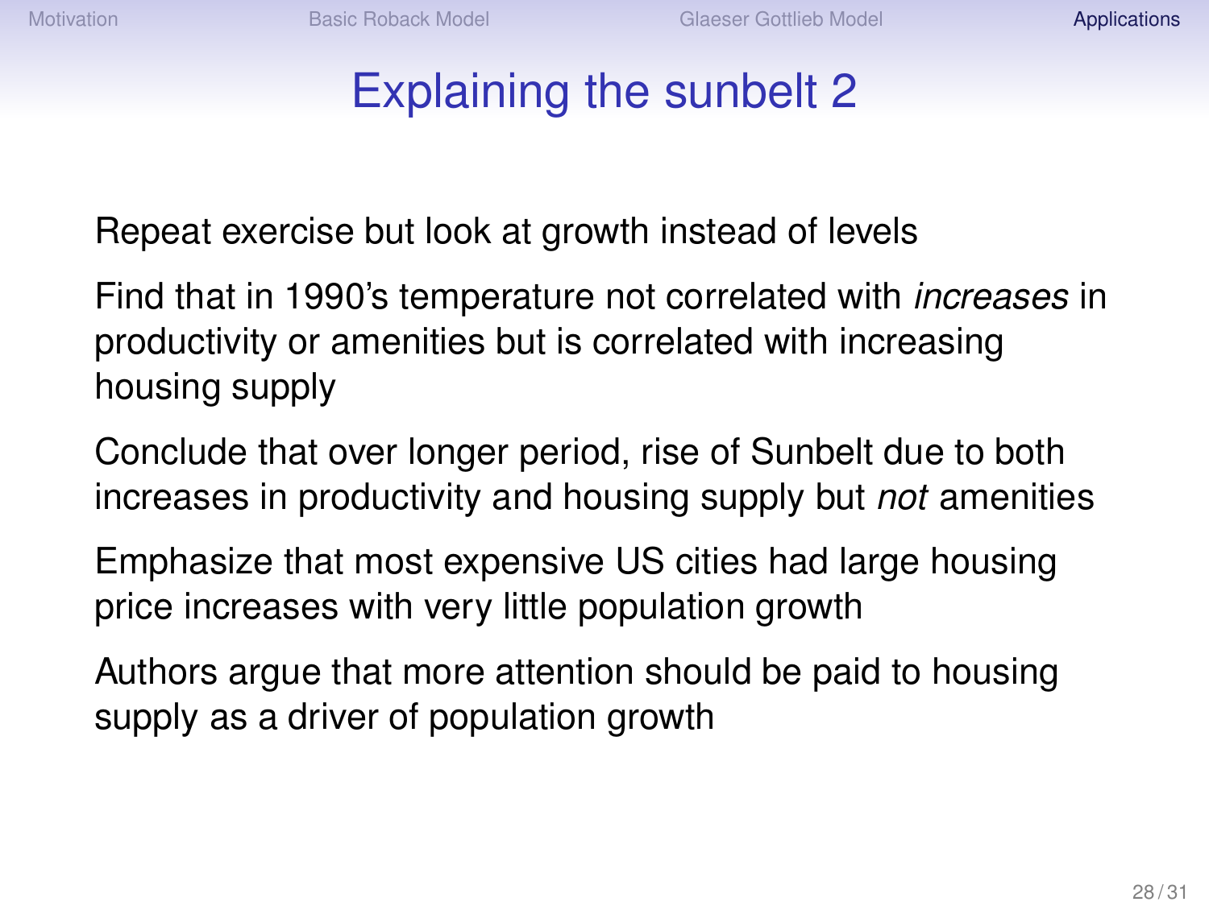# Explaining the sunbelt 2

Repeat exercise but look at growth instead of levels

Find that in 1990's temperature not correlated with *increases* in productivity or amenities but is correlated with increasing housing supply

Conclude that over longer period, rise of Sunbelt due to both increases in productivity and housing supply but *not* amenities

Emphasize that most expensive US cities had large housing price increases with very little population growth

Authors argue that more attention should be paid to housing supply as a driver of population growth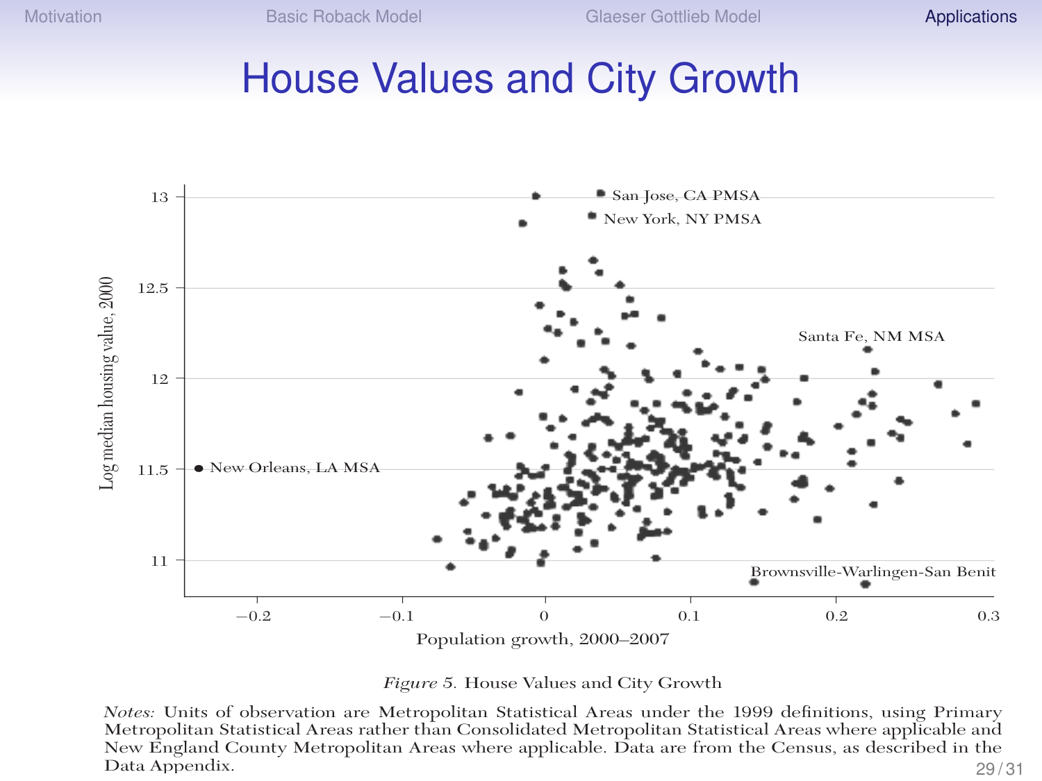# House Values and City Growth

*Figure 5.* House Values and City Growth

*Notes:* Units of observation are Metropolitan Statistical Areas under the 1999 definitions, using Primary Metropolitan Statistical Areas rather than Consolidated Metropolitan Statistical Areas where applicable and New England County Metropolitan Areas where applicable. Data are from the Census, as described in the Data Appendix.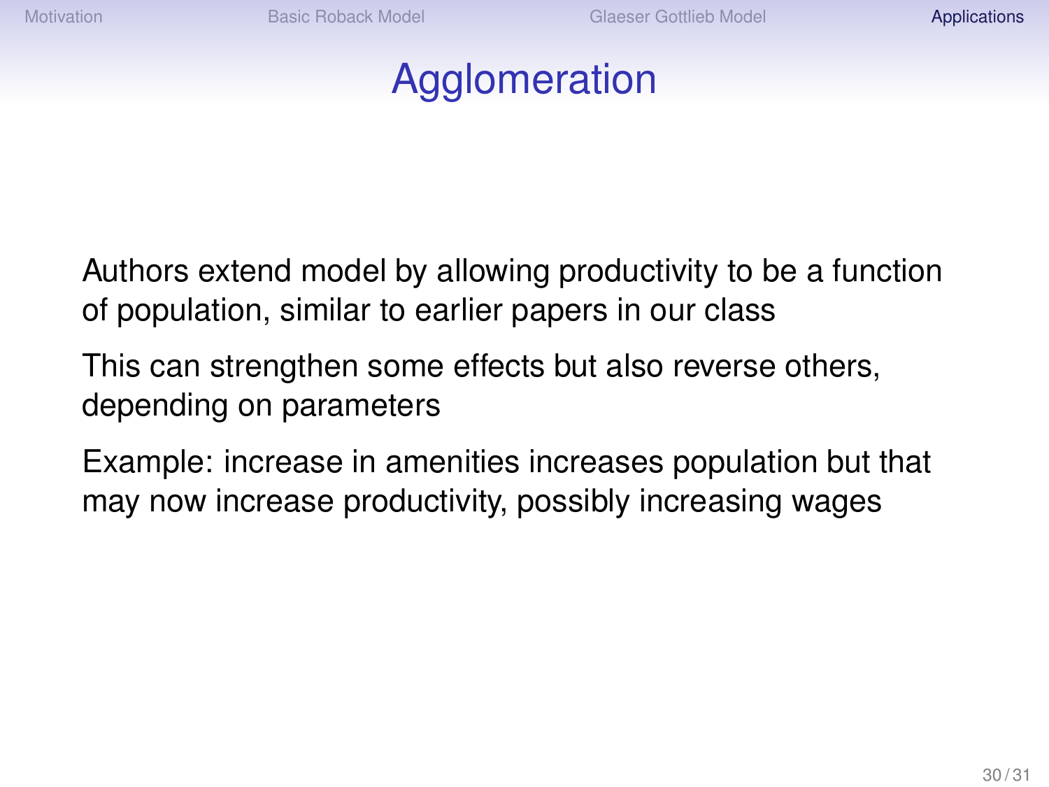# Agglomeration

Authors extend model by allowing productivity to be a function of population, similar to earlier papers in our class

This can strengthen some effects but also reverse others, depending on parameters

Example: increase in amenities increases population but that may now increase productivity, possibly increasing wages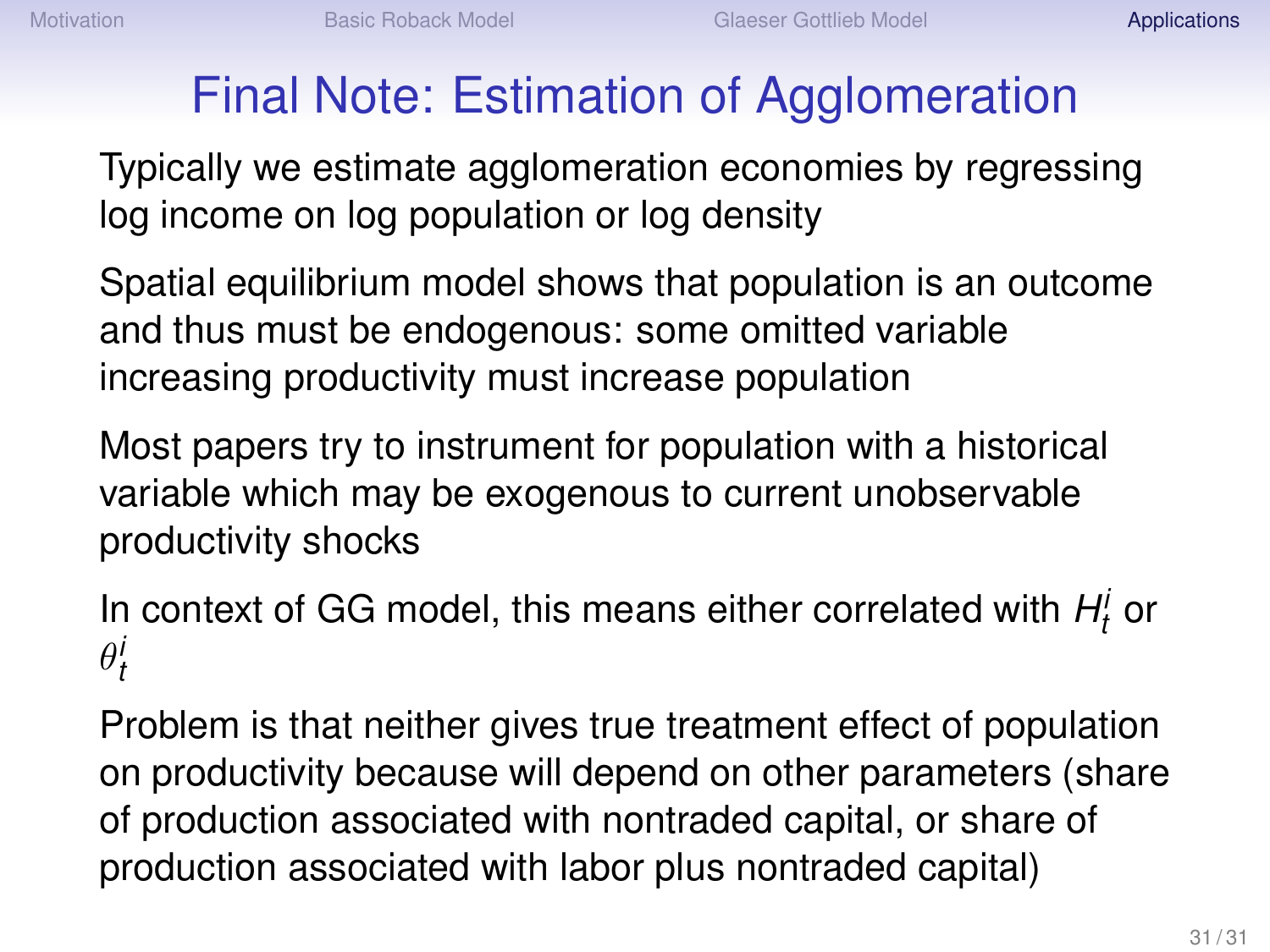# Final Note: Estimation of Agglomeration

Typically we estimate agglomeration economies by regressing log income on log population or log density

Spatial equilibrium model shows that population is an outcome and thus must be endogenous: some omitted variable increasing productivity must increase population

Most papers try to instrument for population with a historical variable which may be exogenous to current unobservable productivity shocks

In context of GG model, this means either correlated with $H^i_t$ or $\theta^i_t$

Problem is that neither gives true treatment effect of population on productivity because will depend on other parameters (share of production associated with nontraded capital, or share of production associated with labor plus nontraded capital)